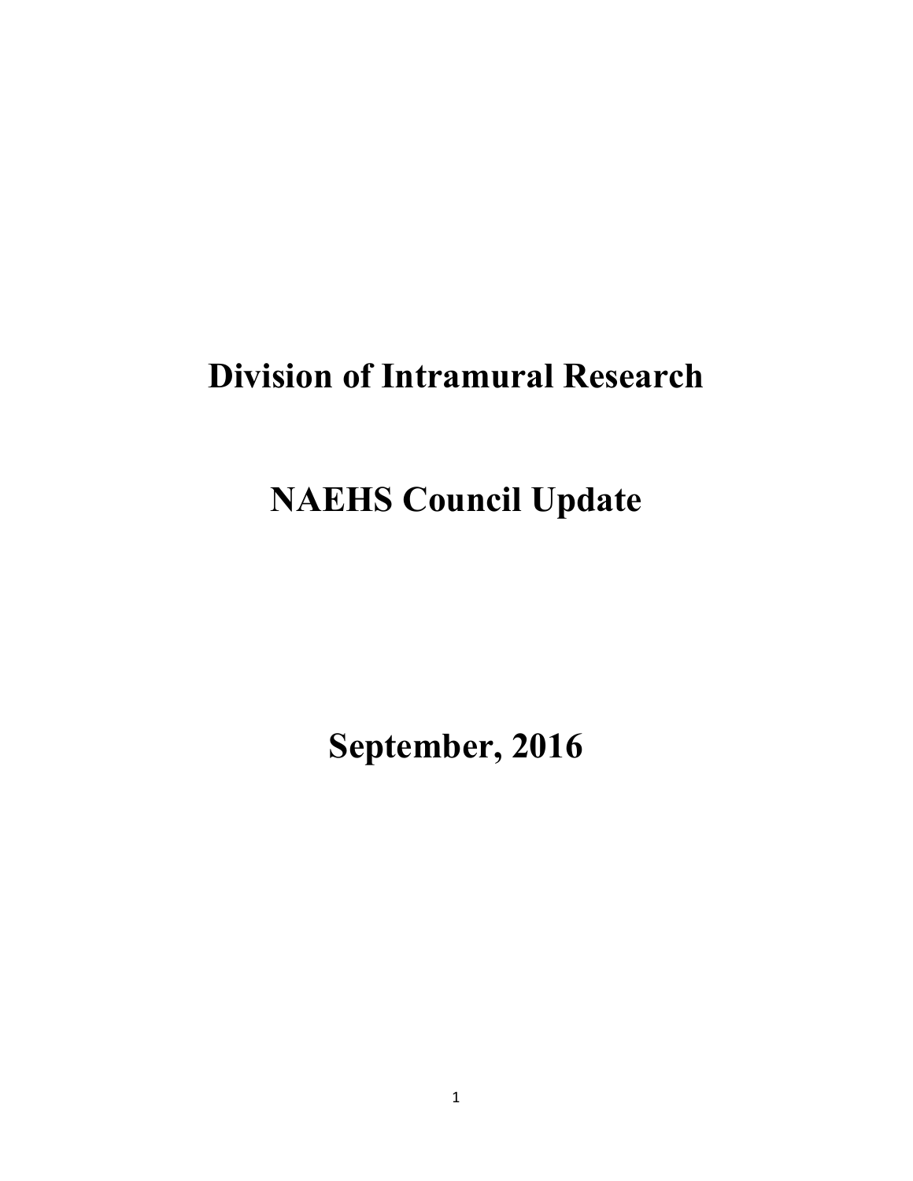# Division of Intramural Research

# NAEHS Council Update

# September, 2016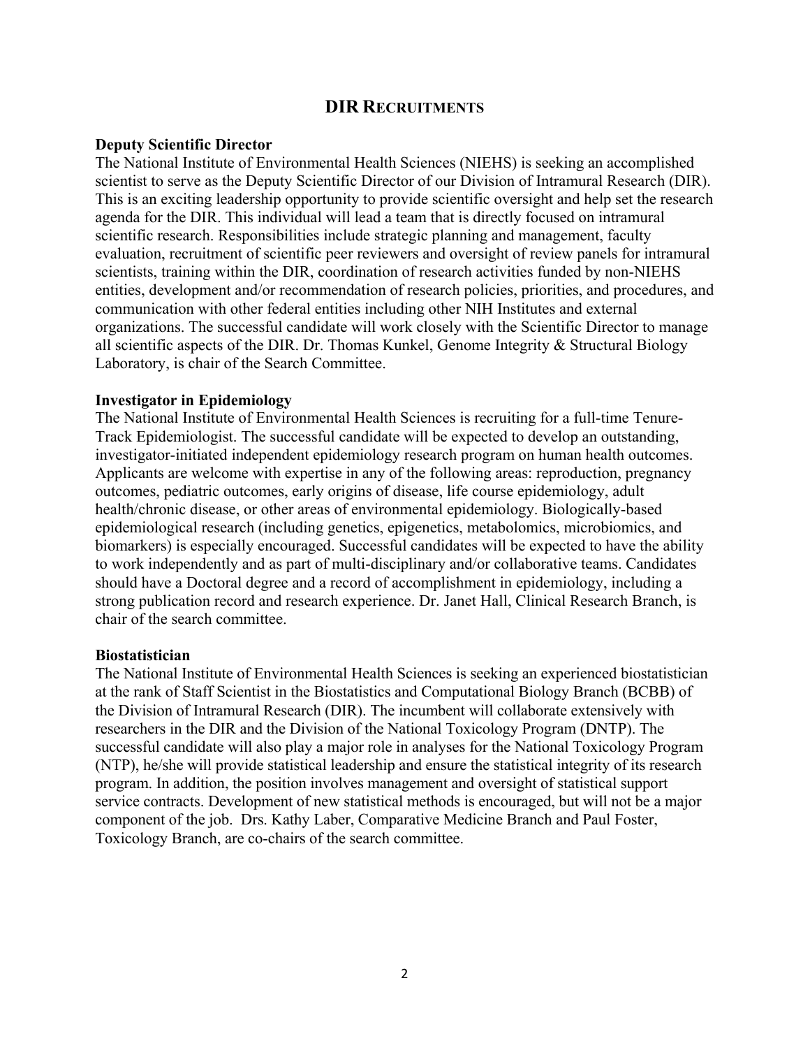## DIR Recruitments

### Deputy Scientific Director

The National Institute of Environmental Health Sciences (NIEHS) is seeking an accomplished scientist to serve as the Deputy Scientific Director of our Division of Intramural Research (DIR). This is an exciting leadership opportunity to provide scientific oversight and help set the research agenda for the DIR. This individual will lead a team that is directly focused on intramural scientific research. Responsibilities include strategic planning and management, faculty evaluation, recruitment of scientific peer reviewers and oversight of review panels for intramural scientists, training within the DIR, coordination of research activities funded by non-NIEHS entities, development and/or recommendation of research policies, priorities, and procedures, and communication with other federal entities including other NIH Institutes and external organizations. The successful candidate will work closely with the Scientific Director to manage all scientific aspects of the DIR. Dr. Thomas Kunkel, Genome Integrity & Structural Biology Laboratory, is chair of the Search Committee.

### Investigator in Epidemiology

The National Institute of Environmental Health Sciences is recruiting for a full-time Tenure-Track Epidemiologist. The successful candidate will be expected to develop an outstanding, investigator-initiated independent epidemiology research program on human health outcomes. Applicants are welcome with expertise in any of the following areas: reproduction, pregnancy outcomes, pediatric outcomes, early origins of disease, life course epidemiology, adult health/chronic disease, or other areas of environmental epidemiology. Biologically-based epidemiological research (including genetics, epigenetics, metabolomics, microbiomics, and biomarkers) is especially encouraged. Successful candidates will be expected to have the ability to work independently and as part of multi-disciplinary and/or collaborative teams. Candidates should have a Doctoral degree and a record of accomplishment in epidemiology, including a strong publication record and research experience. Dr. Janet Hall, Clinical Research Branch, is chair of the search committee.

### Biostatistician

The National Institute of Environmental Health Sciences is seeking an experienced biostatistician at the rank of Staff Scientist in the Biostatistics and Computational Biology Branch (BCBB) of the Division of Intramural Research (DIR). The incumbent will collaborate extensively with researchers in the DIR and the Division of the National Toxicology Program (DNTP). The successful candidate will also play a major role in analyses for the National Toxicology Program (NTP), he/she will provide statistical leadership and ensure the statistical integrity of its research program. In addition, the position involves management and oversight of statistical support service contracts. Development of new statistical methods is encouraged, but will not be a major component of the job. Drs. Kathy Laber, Comparative Medicine Branch and Paul Foster, Toxicology Branch, are co-chairs of the search committee.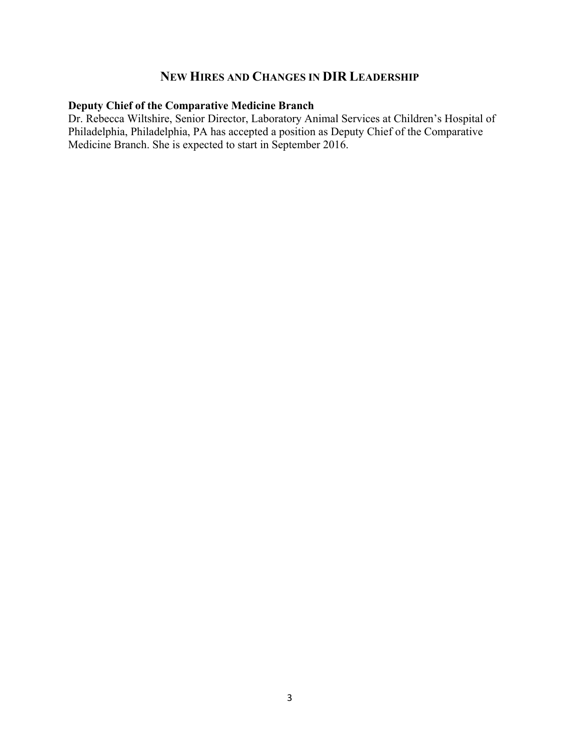## New Hires and Changes in DIR Leadership

**Deputy Chief of the Comparative Medicine Branch**

Dr. Rebecca Wiltshire, Senior Director, Laboratory Animal Services at Children's Hospital of Philadelphia, Philadelphia, PA has accepted a position as Deputy Chief of the Comparative Medicine Branch. She is expected to start in September 2016.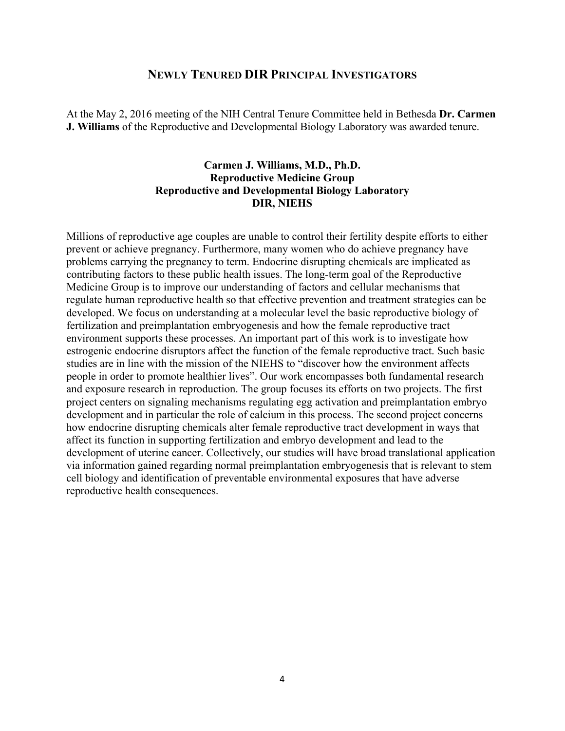## Newly Tenured DIR Principal Investigators

At the May 2, 2016 meeting of the NIH Central Tenure Committee held in Bethesda **Dr. Carmen J. Williams** of the Reproductive and Developmental Biology Laboratory was awarded tenure.

### Carmen J. Williams, M.D., Ph.D.
### Reproductive Medicine Group
### Reproductive and Developmental Biology Laboratory
### DIR, NIEHS

Millions of reproductive age couples are unable to control their fertility despite efforts to either prevent or achieve pregnancy. Furthermore, many women who do achieve pregnancy have problems carrying the pregnancy to term. Endocrine disrupting chemicals are implicated as contributing factors to these public health issues. The long-term goal of the Reproductive Medicine Group is to improve our understanding of factors and cellular mechanisms that regulate human reproductive health so that effective prevention and treatment strategies can be developed. We focus on understanding at a molecular level the basic reproductive biology of fertilization and preimplantation embryogenesis and how the female reproductive tract environment supports these processes. An important part of this work is to investigate how estrogenic endocrine disruptors affect the function of the female reproductive tract. Such basic studies are in line with the mission of the NIEHS to "discover how the environment affects people in order to promote healthier lives". Our work encompasses both fundamental research and exposure research in reproduction. The group focuses its efforts on two projects. The first project centers on signaling mechanisms regulating egg activation and preimplantation embryo development and in particular the role of calcium in this process. The second project concerns how endocrine disrupting chemicals alter female reproductive tract development in ways that affect its function in supporting fertilization and embryo development and lead to the development of uterine cancer. Collectively, our studies will have broad translational application via information gained regarding normal preimplantation embryogenesis that is relevant to stem cell biology and identification of preventable environmental exposures that have adverse reproductive health consequences.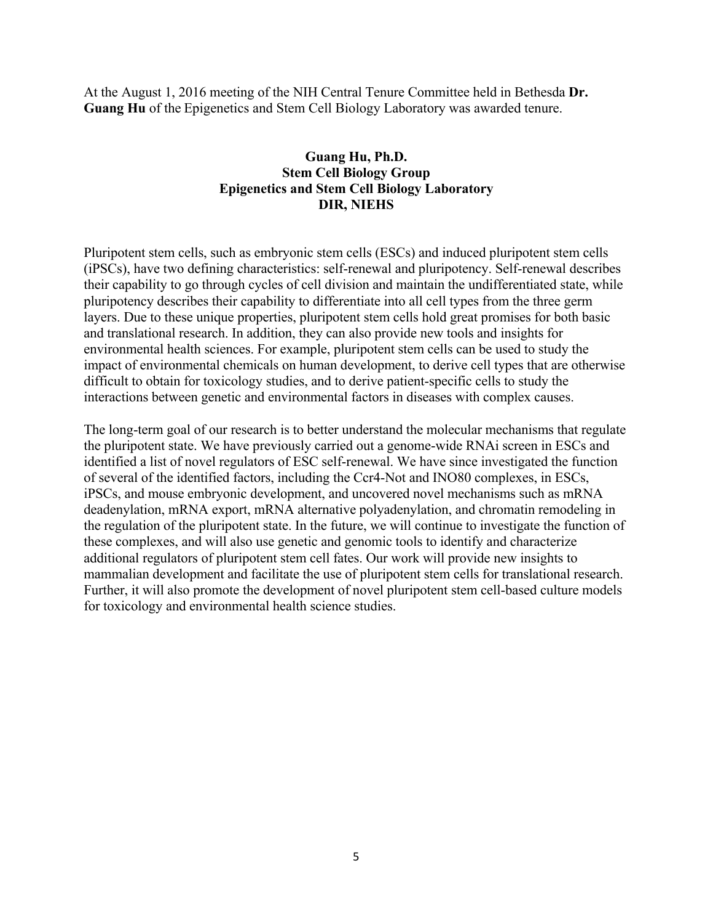At the August 1, 2016 meeting of the NIH Central Tenure Committee held in Bethesda **Dr. Guang Hu** of the Epigenetics and Stem Cell Biology Laboratory was awarded tenure.

**Guang Hu, Ph.D.**
**Stem Cell Biology Group**
**Epigenetics and Stem Cell Biology Laboratory**
**DIR, NIEHS**

Pluripotent stem cells, such as embryonic stem cells (ESCs) and induced pluripotent stem cells (iPSCs), have two defining characteristics: self-renewal and pluripotency. Self-renewal describes their capability to go through cycles of cell division and maintain the undifferentiated state, while pluripotency describes their capability to differentiate into all cell types from the three germ layers. Due to these unique properties, pluripotent stem cells hold great promises for both basic and translational research. In addition, they can also provide new tools and insights for environmental health sciences. For example, pluripotent stem cells can be used to study the impact of environmental chemicals on human development, to derive cell types that are otherwise difficult to obtain for toxicology studies, and to derive patient-specific cells to study the interactions between genetic and environmental factors in diseases with complex causes.

The long-term goal of our research is to better understand the molecular mechanisms that regulate the pluripotent state. We have previously carried out a genome-wide RNAi screen in ESCs and identified a list of novel regulators of ESC self-renewal. We have since investigated the function of several of the identified factors, including the Ccr4-Not and INO80 complexes, in ESCs, iPSCs, and mouse embryonic development, and uncovered novel mechanisms such as mRNA deadenylation, mRNA export, mRNA alternative polyadenylation, and chromatin remodeling in the regulation of the pluripotent state. In the future, we will continue to investigate the function of these complexes, and will also use genetic and genomic tools to identify and characterize additional regulators of pluripotent stem cell fates. Our work will provide new insights to mammalian development and facilitate the use of pluripotent stem cells for translational research. Further, it will also promote the development of novel pluripotent stem cell-based culture models for toxicology and environmental health science studies.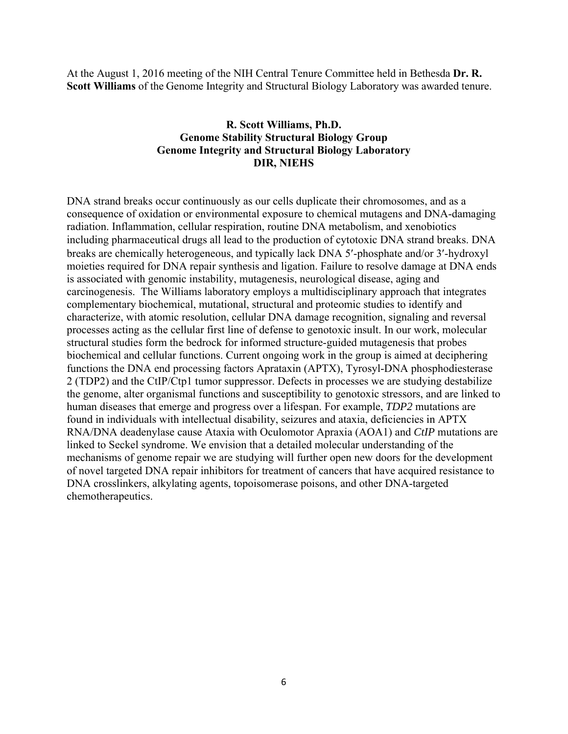At the August 1, 2016 meeting of the NIH Central Tenure Committee held in Bethesda **Dr. R. Scott Williams** of the Genome Integrity and Structural Biology Laboratory was awarded tenure.

**R. Scott Williams, Ph.D.**
**Genome Stability Structural Biology Group**
**Genome Integrity and Structural Biology Laboratory**
**DIR, NIEHS**

DNA strand breaks occur continuously as our cells duplicate their chromosomes, and as a consequence of oxidation or environmental exposure to chemical mutagens and DNA-damaging radiation. Inflammation, cellular respiration, routine DNA metabolism, and xenobiotics including pharmaceutical drugs all lead to the production of cytotoxic DNA strand breaks. DNA breaks are chemically heterogeneous, and typically lack DNA 5′-phosphate and/or 3′-hydroxyl moieties required for DNA repair synthesis and ligation. Failure to resolve damage at DNA ends is associated with genomic instability, mutagenesis, neurological disease, aging and carcinogenesis. The Williams laboratory employs a multidisciplinary approach that integrates complementary biochemical, mutational, structural and proteomic studies to identify and characterize, with atomic resolution, cellular DNA damage recognition, signaling and reversal processes acting as the cellular first line of defense to genotoxic insult. In our work, molecular structural studies form the bedrock for informed structure-guided mutagenesis that probes biochemical and cellular functions. Current ongoing work in the group is aimed at deciphering functions the DNA end processing factors Aprataxin (APTX), Tyrosyl-DNA phosphodiesterase 2 (TDP2) and the CtIP/Ctp1 tumor suppressor. Defects in processes we are studying destabilize the genome, alter organismal functions and susceptibility to genotoxic stressors, and are linked to human diseases that emerge and progress over a lifespan. For example, *TDP2* mutations are found in individuals with intellectual disability, seizures and ataxia, deficiencies in APTX RNA/DNA deadenylase cause Ataxia with Oculomotor Apraxia (AOA1) and *CtIP* mutations are linked to Seckel syndrome. We envision that a detailed molecular understanding of the mechanisms of genome repair we are studying will further open new doors for the development of novel targeted DNA repair inhibitors for treatment of cancers that have acquired resistance to DNA crosslinkers, alkylating agents, topoisomerase poisons, and other DNA-targeted chemotherapeutics.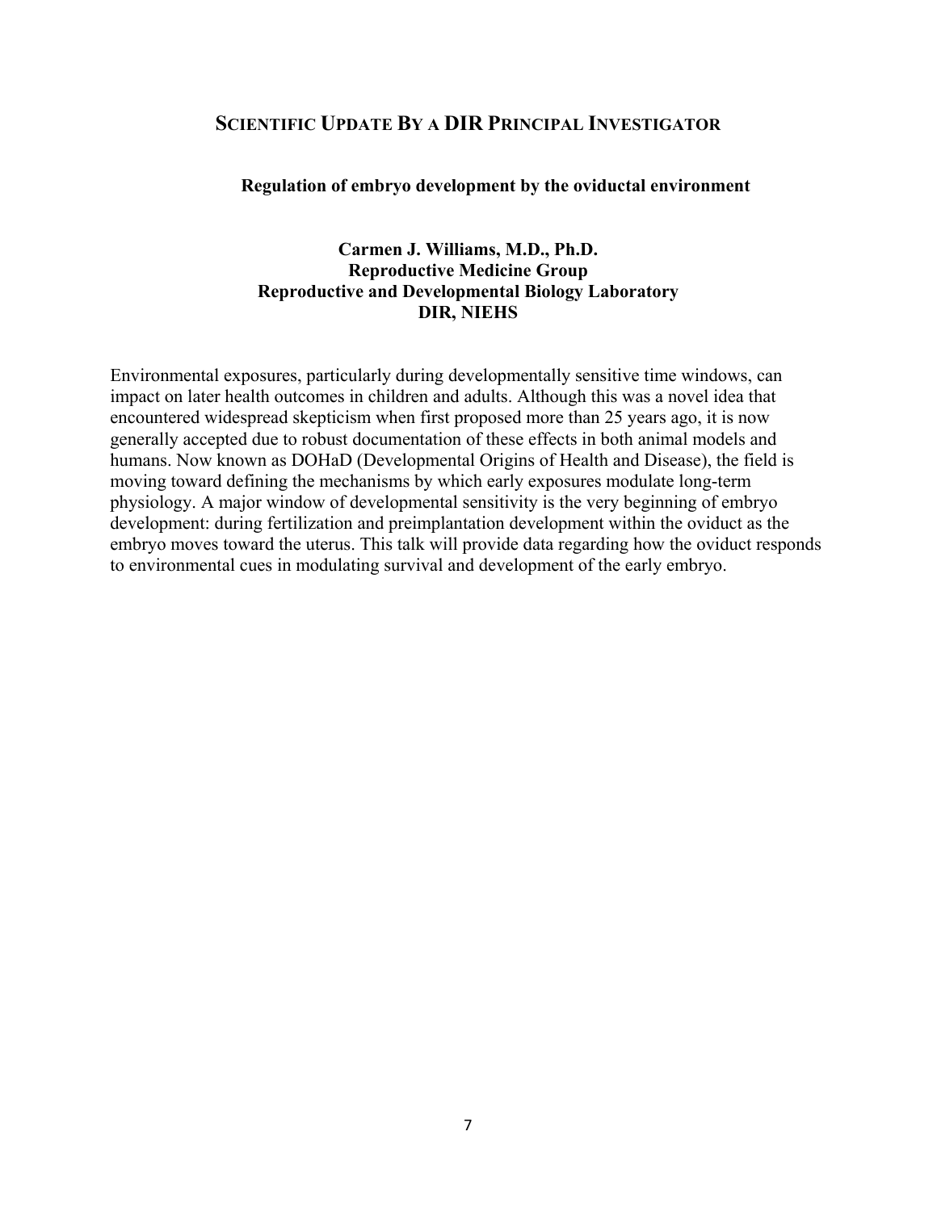## SCIENTIFIC UPDATE BY A DIR PRINCIPAL INVESTIGATOR

### Regulation of embryo development by the oviductal environment

**Carmen J. Williams, M.D., Ph.D.**
**Reproductive Medicine Group**
**Reproductive and Developmental Biology Laboratory**
**DIR, NIEHS**

Environmental exposures, particularly during developmentally sensitive time windows, can impact on later health outcomes in children and adults. Although this was a novel idea that encountered widespread skepticism when first proposed more than 25 years ago, it is now generally accepted due to robust documentation of these effects in both animal models and humans. Now known as DOHaD (Developmental Origins of Health and Disease), the field is moving toward defining the mechanisms by which early exposures modulate long-term physiology. A major window of developmental sensitivity is the very beginning of embryo development: during fertilization and preimplantation development within the oviduct as the embryo moves toward the uterus. This talk will provide data regarding how the oviduct responds to environmental cues in modulating survival and development of the early embryo.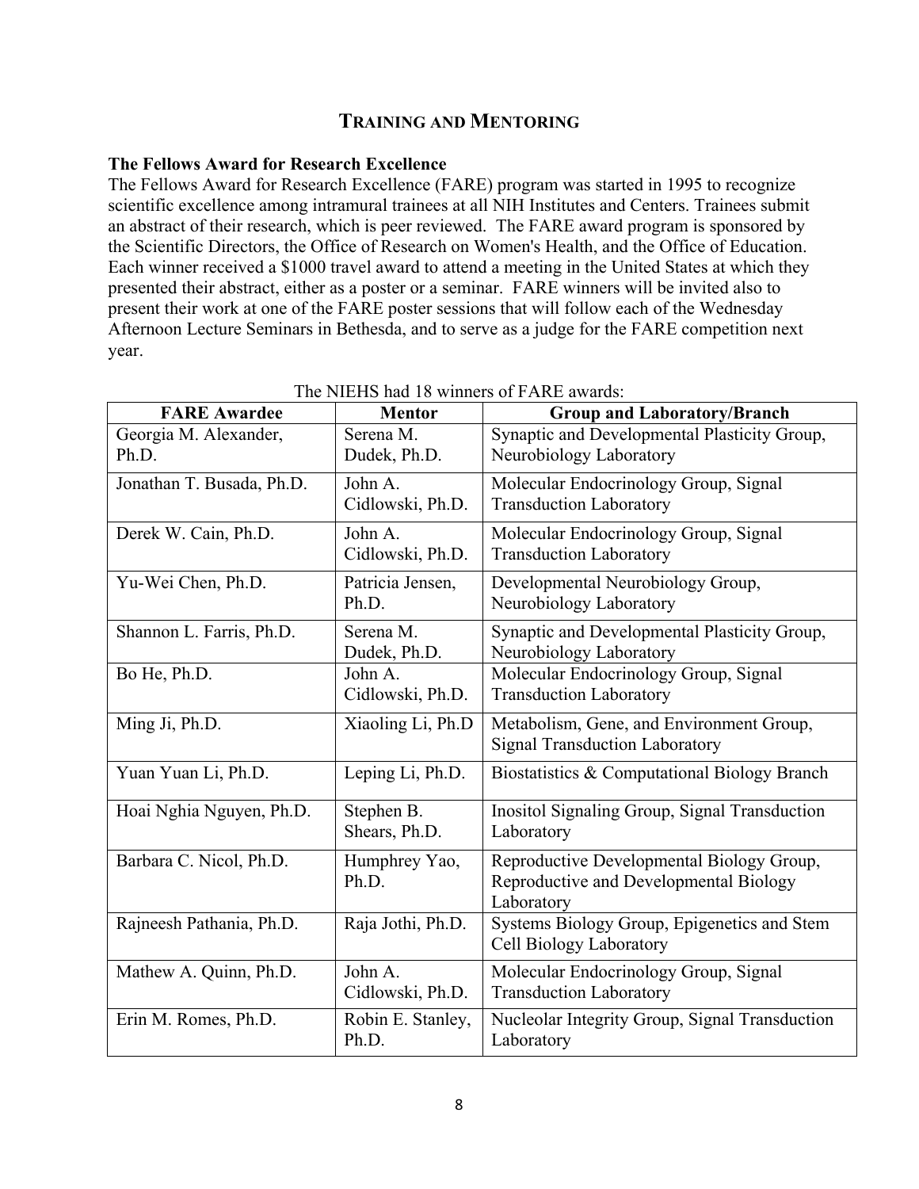## TRAINING AND MENTORING

**The Fellows Award for Research Excellence**

The Fellows Award for Research Excellence (FARE) program was started in 1995 to recognize scientific excellence among intramural trainees at all NIH Institutes and Centers. Trainees submit an abstract of their research, which is peer reviewed. The FARE award program is sponsored by the Scientific Directors, the Office of Research on Women's Health, and the Office of Education. Each winner received a $1000 travel award to attend a meeting in the United States at which they presented their abstract, either as a poster or a seminar. FARE winners will be invited also to present their work at one of the FARE poster sessions that will follow each of the Wednesday Afternoon Lecture Seminars in Bethesda, and to serve as a judge for the FARE competition next year.

The NIEHS had 18 winners of FARE awards:

| FARE Awardee | Mentor | Group and Laboratory/Branch |
|---|---|---|
| Georgia M. Alexander, Ph.D. | Serena M. Dudek, Ph.D. | Synaptic and Developmental Plasticity Group, Neurobiology Laboratory |
| Jonathan T. Busada, Ph.D. | John A. Cidlowski, Ph.D. | Molecular Endocrinology Group, Signal Transduction Laboratory |
| Derek W. Cain, Ph.D. | John A. Cidlowski, Ph.D. | Molecular Endocrinology Group, Signal Transduction Laboratory |
| Yu-Wei Chen, Ph.D. | Patricia Jensen, Ph.D. | Developmental Neurobiology Group, Neurobiology Laboratory |
| Shannon L. Farris, Ph.D. | Serena M. Dudek, Ph.D. | Synaptic and Developmental Plasticity Group, Neurobiology Laboratory |
| Bo He, Ph.D. | John A. Cidlowski, Ph.D. | Molecular Endocrinology Group, Signal Transduction Laboratory |
| Ming Ji, Ph.D. | Xiaoling Li, Ph.D | Metabolism, Gene, and Environment Group, Signal Transduction Laboratory |
| Yuan Yuan Li, Ph.D. | Leping Li, Ph.D. | Biostatistics & Computational Biology Branch |
| Hoai Nghia Nguyen, Ph.D. | Stephen B. Shears, Ph.D. | Inositol Signaling Group, Signal Transduction Laboratory |
| Barbara C. Nicol, Ph.D. | Humphrey Yao, Ph.D. | Reproductive Developmental Biology Group, Reproductive and Developmental Biology Laboratory |
| Rajneesh Pathania, Ph.D. | Raja Jothi, Ph.D. | Systems Biology Group, Epigenetics and Stem Cell Biology Laboratory |
| Mathew A. Quinn, Ph.D. | John A. Cidlowski, Ph.D. | Molecular Endocrinology Group, Signal Transduction Laboratory |
| Erin M. Romes, Ph.D. | Robin E. Stanley, Ph.D. | Nucleolar Integrity Group, Signal Transduction Laboratory |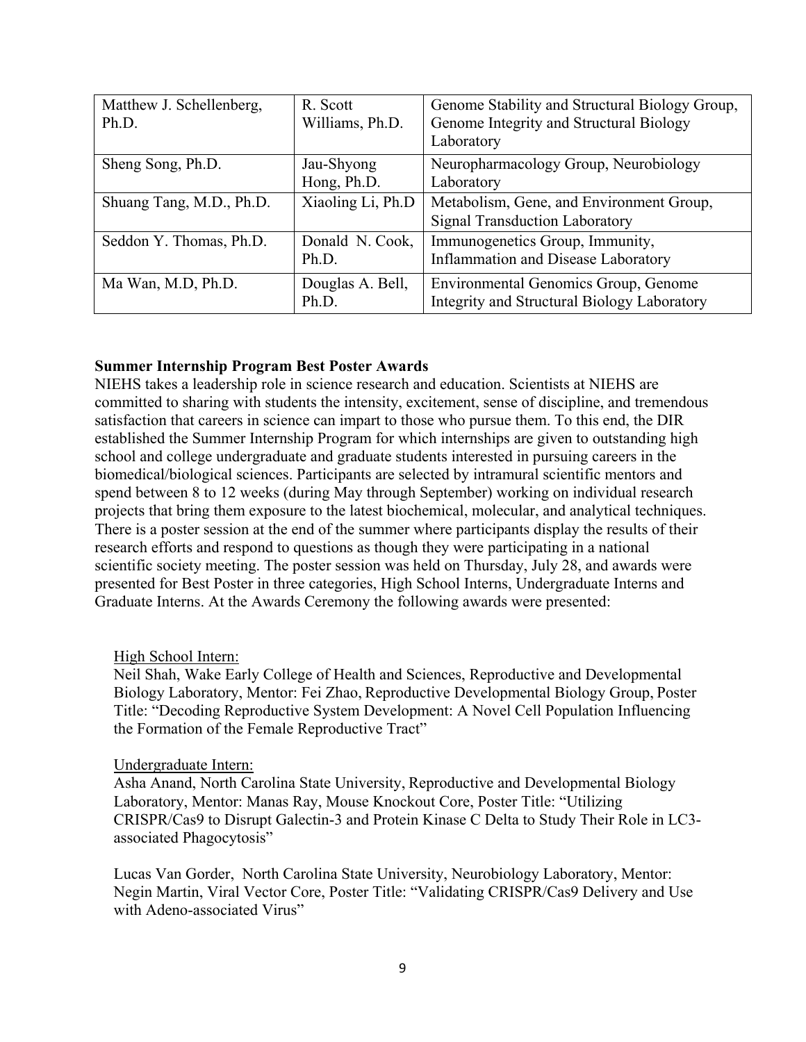| Matthew J. Schellenberg, Ph.D. | R. Scott Williams, Ph.D. | Genome Stability and Structural Biology Group, Genome Integrity and Structural Biology Laboratory |
|---|---|---|
| Sheng Song, Ph.D. | Jau-Shyong Hong, Ph.D. | Neuropharmacology Group, Neurobiology Laboratory |
| Shuang Tang, M.D., Ph.D. | Xiaoling Li, Ph.D | Metabolism, Gene, and Environment Group, Signal Transduction Laboratory |
| Seddon Y. Thomas, Ph.D. | Donald N. Cook, Ph.D. | Immunogenetics Group, Immunity, Inflammation and Disease Laboratory |
| Ma Wan, M.D, Ph.D. | Douglas A. Bell, Ph.D. | Environmental Genomics Group, Genome Integrity and Structural Biology Laboratory |

**Summer Internship Program Best Poster Awards**

NIEHS takes a leadership role in science research and education. Scientists at NIEHS are committed to sharing with students the intensity, excitement, sense of discipline, and tremendous satisfaction that careers in science can impart to those who pursue them. To this end, the DIR established the Summer Internship Program for which internships are given to outstanding high school and college undergraduate and graduate students interested in pursuing careers in the biomedical/biological sciences. Participants are selected by intramural scientific mentors and spend between 8 to 12 weeks (during May through September) working on individual research projects that bring them exposure to the latest biochemical, molecular, and analytical techniques. There is a poster session at the end of the summer where participants display the results of their research efforts and respond to questions as though they were participating in a national scientific society meeting. The poster session was held on Thursday, July 28, and awards were presented for Best Poster in three categories, High School Interns, Undergraduate Interns and Graduate Interns. At the Awards Ceremony the following awards were presented:

High School Intern:

Neil Shah, Wake Early College of Health and Sciences, Reproductive and Developmental Biology Laboratory, Mentor: Fei Zhao, Reproductive Developmental Biology Group, Poster Title: "Decoding Reproductive System Development: A Novel Cell Population Influencing the Formation of the Female Reproductive Tract"

Undergraduate Intern:

Asha Anand, North Carolina State University, Reproductive and Developmental Biology Laboratory, Mentor: Manas Ray, Mouse Knockout Core, Poster Title: "Utilizing CRISPR/Cas9 to Disrupt Galectin-3 and Protein Kinase C Delta to Study Their Role in LC3-associated Phagocytosis"

Lucas Van Gorder, North Carolina State University, Neurobiology Laboratory, Mentor: Negin Martin, Viral Vector Core, Poster Title: "Validating CRISPR/Cas9 Delivery and Use with Adeno-associated Virus"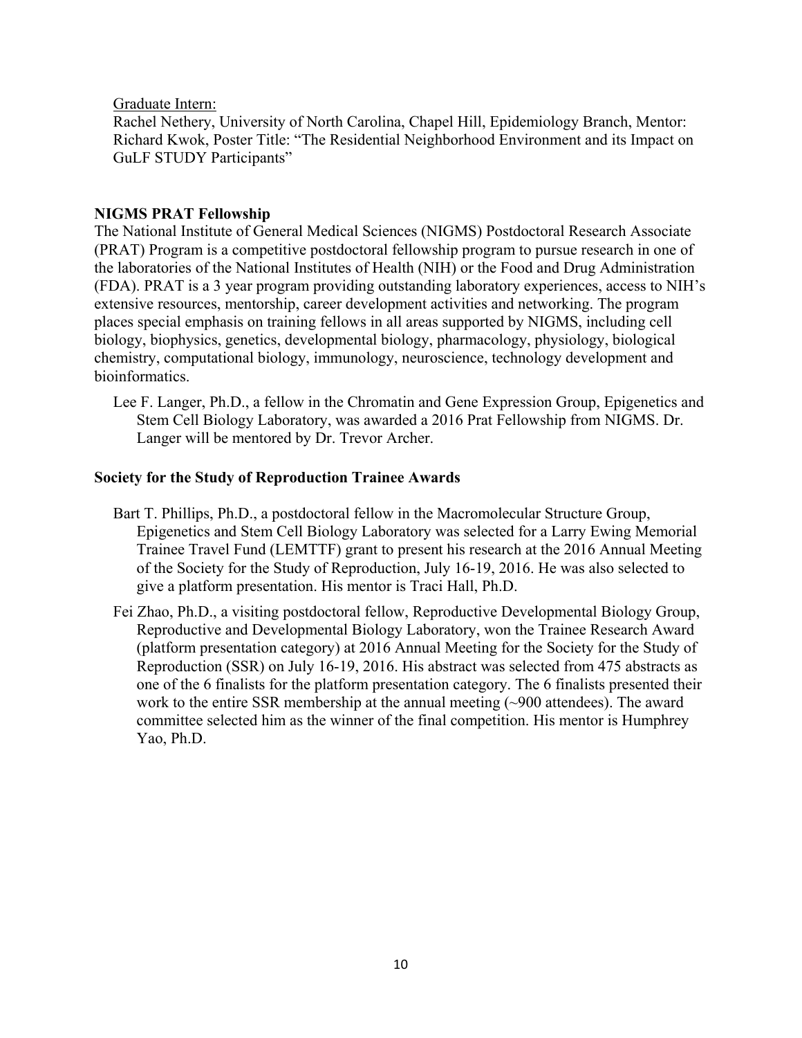Graduate Intern:

Rachel Nethery, University of North Carolina, Chapel Hill, Epidemiology Branch, Mentor: Richard Kwok, Poster Title: "The Residential Neighborhood Environment and its Impact on GuLF STUDY Participants"

**NIGMS PRAT Fellowship**

The National Institute of General Medical Sciences (NIGMS) Postdoctoral Research Associate (PRAT) Program is a competitive postdoctoral fellowship program to pursue research in one of the laboratories of the National Institutes of Health (NIH) or the Food and Drug Administration (FDA). PRAT is a 3 year program providing outstanding laboratory experiences, access to NIH's extensive resources, mentorship, career development activities and networking. The program places special emphasis on training fellows in all areas supported by NIGMS, including cell biology, biophysics, genetics, developmental biology, pharmacology, physiology, biological chemistry, computational biology, immunology, neuroscience, technology development and bioinformatics.

Lee F. Langer, Ph.D., a fellow in the Chromatin and Gene Expression Group, Epigenetics and Stem Cell Biology Laboratory, was awarded a 2016 Prat Fellowship from NIGMS. Dr. Langer will be mentored by Dr. Trevor Archer.

**Society for the Study of Reproduction Trainee Awards**

Bart T. Phillips, Ph.D., a postdoctoral fellow in the Macromolecular Structure Group, Epigenetics and Stem Cell Biology Laboratory was selected for a Larry Ewing Memorial Trainee Travel Fund (LEMTTF) grant to present his research at the 2016 Annual Meeting of the Society for the Study of Reproduction, July 16-19, 2016. He was also selected to give a platform presentation. His mentor is Traci Hall, Ph.D.

Fei Zhao, Ph.D., a visiting postdoctoral fellow, Reproductive Developmental Biology Group, Reproductive and Developmental Biology Laboratory, won the Trainee Research Award (platform presentation category) at 2016 Annual Meeting for the Society for the Study of Reproduction (SSR) on July 16-19, 2016. His abstract was selected from 475 abstracts as one of the 6 finalists for the platform presentation category. The 6 finalists presented their work to the entire SSR membership at the annual meeting (~900 attendees). The award committee selected him as the winner of the final competition. His mentor is Humphrey Yao, Ph.D.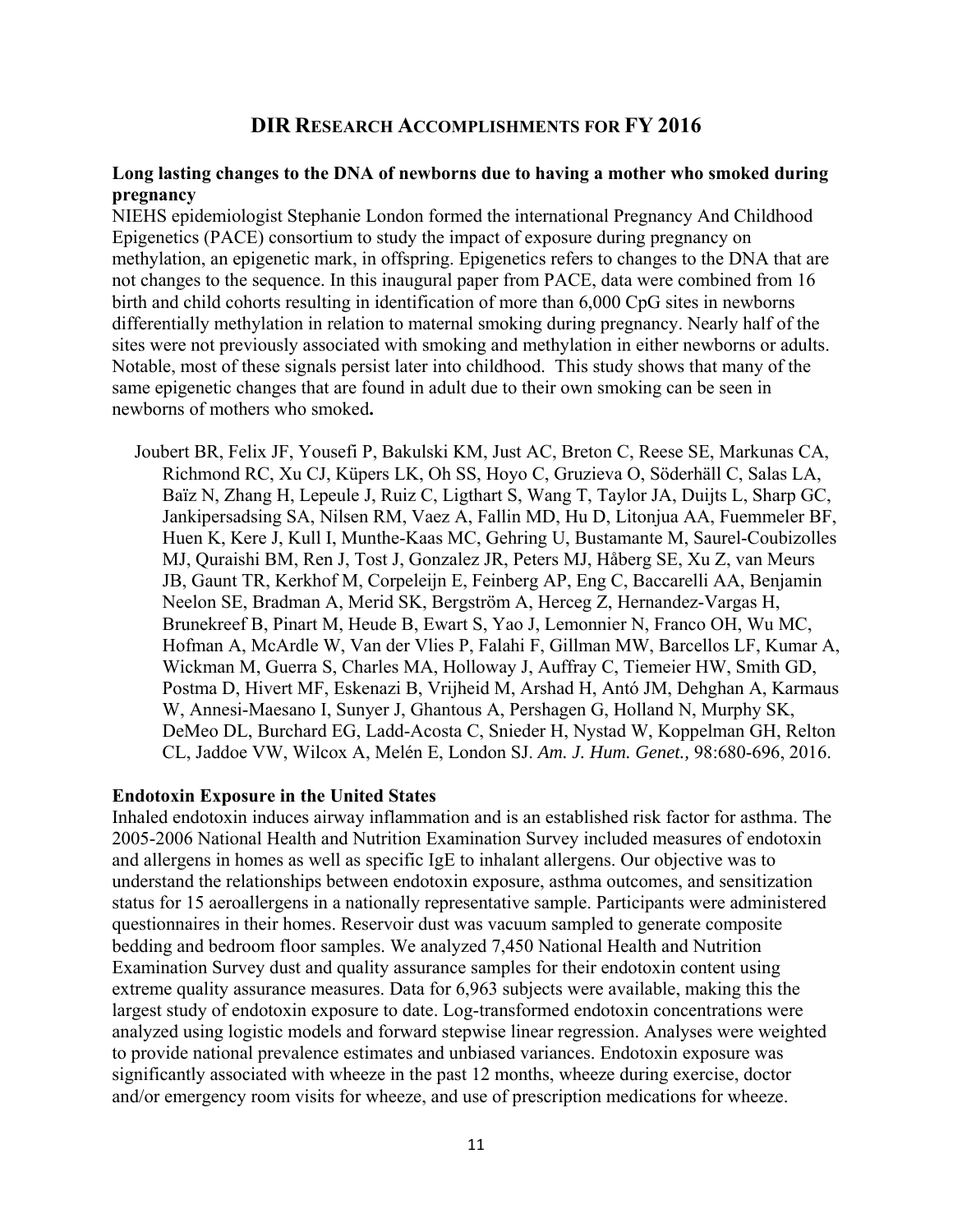# DIR RESEARCH ACCOMPLISHMENTS FOR FY 2016

**Long lasting changes to the DNA of newborns due to having a mother who smoked during pregnancy**

NIEHS epidemiologist Stephanie London formed the international Pregnancy And Childhood Epigenetics (PACE) consortium to study the impact of exposure during pregnancy on methylation, an epigenetic mark, in offspring. Epigenetics refers to changes to the DNA that are not changes to the sequence. In this inaugural paper from PACE, data were combined from 16 birth and child cohorts resulting in identification of more than 6,000 CpG sites in newborns differentially methylation in relation to maternal smoking during pregnancy. Nearly half of the sites were not previously associated with smoking and methylation in either newborns or adults. Notable, most of these signals persist later into childhood. This study shows that many of the same epigenetic changes that are found in adult due to their own smoking can be seen in newborns of mothers who smoked**.**

Joubert BR, Felix JF, Yousefi P, Bakulski KM, Just AC, Breton C, Reese SE, Markunas CA, Richmond RC, Xu CJ, Küpers LK, Oh SS, Hoyo C, Gruzieva O, Söderhäll C, Salas LA, Baïz N, Zhang H, Lepeule J, Ruiz C, Ligthart S, Wang T, Taylor JA, Duijts L, Sharp GC, Jankipersadsing SA, Nilsen RM, Vaez A, Fallin MD, Hu D, Litonjua AA, Fuemmeler BF, Huen K, Kere J, Kull I, Munthe-Kaas MC, Gehring U, Bustamante M, Saurel-Coubizolles MJ, Quraishi BM, Ren J, Tost J, Gonzalez JR, Peters MJ, Håberg SE, Xu Z, van Meurs JB, Gaunt TR, Kerkhof M, Corpeleijn E, Feinberg AP, Eng C, Baccarelli AA, Benjamin Neelon SE, Bradman A, Merid SK, Bergström A, Herceg Z, Hernandez-Vargas H, Brunekreef B, Pinart M, Heude B, Ewart S, Yao J, Lemonnier N, Franco OH, Wu MC, Hofman A, McArdle W, Van der Vlies P, Falahi F, Gillman MW, Barcellos LF, Kumar A, Wickman M, Guerra S, Charles MA, Holloway J, Auffray C, Tiemeier HW, Smith GD, Postma D, Hivert MF, Eskenazi B, Vrijheid M, Arshad H, Antó JM, Dehghan A, Karmaus W, Annesi-Maesano I, Sunyer J, Ghantous A, Pershagen G, Holland N, Murphy SK, DeMeo DL, Burchard EG, Ladd-Acosta C, Snieder H, Nystad W, Koppelman GH, Relton CL, Jaddoe VW, Wilcox A, Melén E, London SJ. *Am. J. Hum. Genet.,* 98:680-696, 2016.

**Endotoxin Exposure in the United States**

Inhaled endotoxin induces airway inflammation and is an established risk factor for asthma. The 2005-2006 National Health and Nutrition Examination Survey included measures of endotoxin and allergens in homes as well as specific IgE to inhalant allergens. Our objective was to understand the relationships between endotoxin exposure, asthma outcomes, and sensitization status for 15 aeroallergens in a nationally representative sample. Participants were administered questionnaires in their homes. Reservoir dust was vacuum sampled to generate composite bedding and bedroom floor samples. We analyzed 7,450 National Health and Nutrition Examination Survey dust and quality assurance samples for their endotoxin content using extreme quality assurance measures. Data for 6,963 subjects were available, making this the largest study of endotoxin exposure to date. Log-transformed endotoxin concentrations were analyzed using logistic models and forward stepwise linear regression. Analyses were weighted to provide national prevalence estimates and unbiased variances. Endotoxin exposure was significantly associated with wheeze in the past 12 months, wheeze during exercise, doctor and/or emergency room visits for wheeze, and use of prescription medications for wheeze.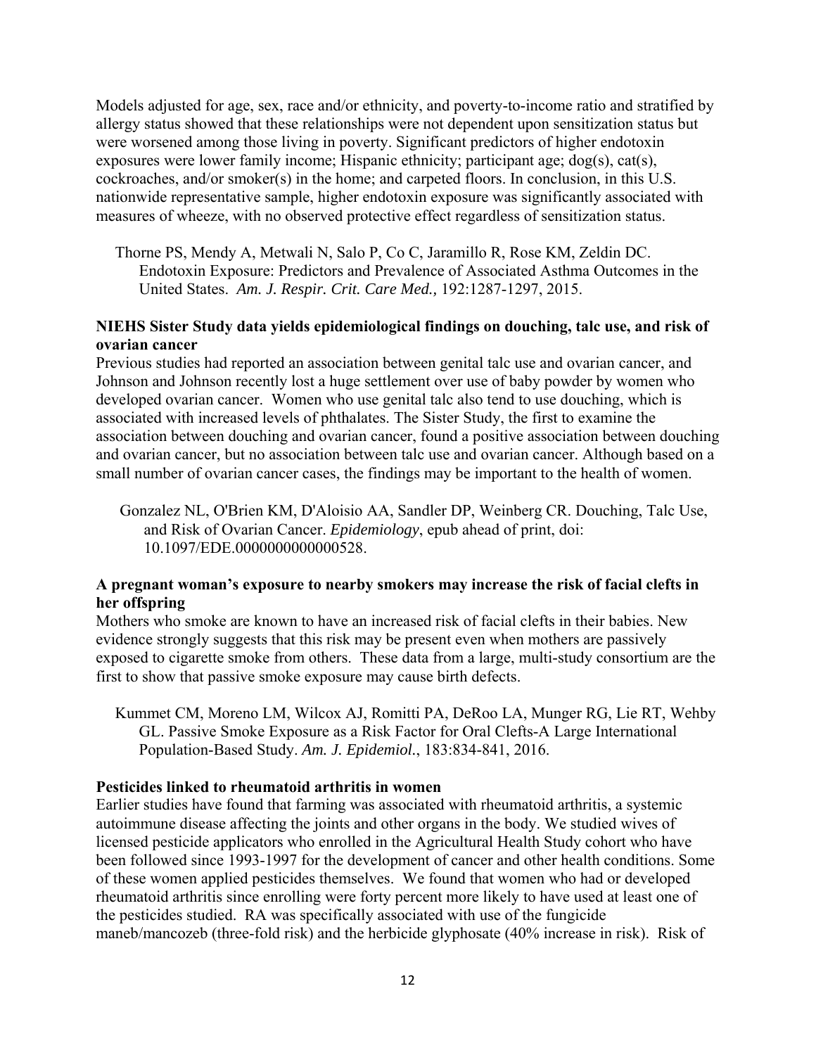Models adjusted for age, sex, race and/or ethnicity, and poverty-to-income ratio and stratified by allergy status showed that these relationships were not dependent upon sensitization status but were worsened among those living in poverty. Significant predictors of higher endotoxin exposures were lower family income; Hispanic ethnicity; participant age; dog(s), cat(s), cockroaches, and/or smoker(s) in the home; and carpeted floors. In conclusion, in this U.S. nationwide representative sample, higher endotoxin exposure was significantly associated with measures of wheeze, with no observed protective effect regardless of sensitization status.

Thorne PS, Mendy A, Metwali N, Salo P, Co C, Jaramillo R, Rose KM, Zeldin DC. Endotoxin Exposure: Predictors and Prevalence of Associated Asthma Outcomes in the United States. *Am. J. Respir. Crit. Care Med.,* 192:1287-1297, 2015.

**NIEHS Sister Study data yields epidemiological findings on douching, talc use, and risk of ovarian cancer**

Previous studies had reported an association between genital talc use and ovarian cancer, and Johnson and Johnson recently lost a huge settlement over use of baby powder by women who developed ovarian cancer. Women who use genital talc also tend to use douching, which is associated with increased levels of phthalates. The Sister Study, the first to examine the association between douching and ovarian cancer, found a positive association between douching and ovarian cancer, but no association between talc use and ovarian cancer. Although based on a small number of ovarian cancer cases, the findings may be important to the health of women.

Gonzalez NL, O'Brien KM, D'Aloisio AA, Sandler DP, Weinberg CR. Douching, Talc Use, and Risk of Ovarian Cancer. *Epidemiology*, epub ahead of print, doi: 10.1097/EDE.0000000000000528.

**A pregnant woman's exposure to nearby smokers may increase the risk of facial clefts in her offspring**

Mothers who smoke are known to have an increased risk of facial clefts in their babies. New evidence strongly suggests that this risk may be present even when mothers are passively exposed to cigarette smoke from others. These data from a large, multi-study consortium are the first to show that passive smoke exposure may cause birth defects.

Kummet CM, Moreno LM, Wilcox AJ, Romitti PA, DeRoo LA, Munger RG, Lie RT, Wehby GL. Passive Smoke Exposure as a Risk Factor for Oral Clefts-A Large International Population-Based Study. *Am. J. Epidemiol.*, 183:834-841, 2016.

**Pesticides linked to rheumatoid arthritis in women**

Earlier studies have found that farming was associated with rheumatoid arthritis, a systemic autoimmune disease affecting the joints and other organs in the body. We studied wives of licensed pesticide applicators who enrolled in the Agricultural Health Study cohort who have been followed since 1993-1997 for the development of cancer and other health conditions. Some of these women applied pesticides themselves. We found that women who had or developed rheumatoid arthritis since enrolling were forty percent more likely to have used at least one of the pesticides studied. RA was specifically associated with use of the fungicide maneb/mancozeb (three-fold risk) and the herbicide glyphosate (40% increase in risk). Risk of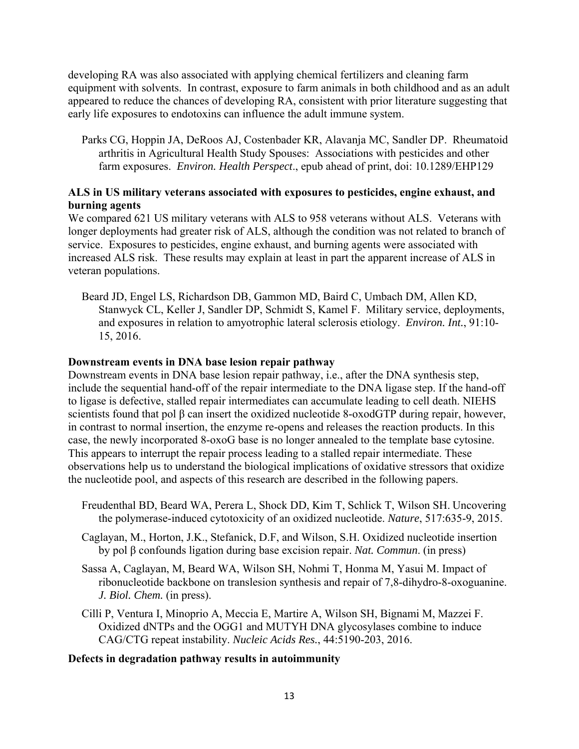developing RA was also associated with applying chemical fertilizers and cleaning farm equipment with solvents. In contrast, exposure to farm animals in both childhood and as an adult appeared to reduce the chances of developing RA, consistent with prior literature suggesting that early life exposures to endotoxins can influence the adult immune system.

> Parks CG, Hoppin JA, DeRoos AJ, Costenbader KR, Alavanja MC, Sandler DP. Rheumatoid arthritis in Agricultural Health Study Spouses: Associations with pesticides and other farm exposures. *Environ. Health Perspect*., epub ahead of print, doi: 10.1289/EHP129

**ALS in US military veterans associated with exposures to pesticides, engine exhaust, and burning agents**

We compared 621 US military veterans with ALS to 958 veterans without ALS. Veterans with longer deployments had greater risk of ALS, although the condition was not related to branch of service. Exposures to pesticides, engine exhaust, and burning agents were associated with increased ALS risk. These results may explain at least in part the apparent increase of ALS in veteran populations.

> Beard JD, Engel LS, Richardson DB, Gammon MD, Baird C, Umbach DM, Allen KD, Stanwyck CL, Keller J, Sandler DP, Schmidt S, Kamel F. Military service, deployments, and exposures in relation to amyotrophic lateral sclerosis etiology. *Environ. Int.*, 91:10-15, 2016.

**Downstream events in DNA base lesion repair pathway**

Downstream events in DNA base lesion repair pathway, i.e., after the DNA synthesis step, include the sequential hand-off of the repair intermediate to the DNA ligase step. If the hand-off to ligase is defective, stalled repair intermediates can accumulate leading to cell death. NIEHS scientists found that pol β can insert the oxidized nucleotide 8-oxodGTP during repair, however, in contrast to normal insertion, the enzyme re-opens and releases the reaction products. In this case, the newly incorporated 8-oxoG base is no longer annealed to the template base cytosine. This appears to interrupt the repair process leading to a stalled repair intermediate. These observations help us to understand the biological implications of oxidative stressors that oxidize the nucleotide pool, and aspects of this research are described in the following papers.

> Freudenthal BD, Beard WA, Perera L, Shock DD, Kim T, Schlick T, Wilson SH. Uncovering the polymerase-induced cytotoxicity of an oxidized nucleotide. *Nature*, 517:635-9, 2015.

> Caglayan, M., Horton, J.K., Stefanick, D.F, and Wilson, S.H. Oxidized nucleotide insertion by pol β confounds ligation during base excision repair. *Nat. Commun*. (in press)

> Sassa A, Caglayan, M, Beard WA, Wilson SH, Nohmi T, Honma M, Yasui M. Impact of ribonucleotide backbone on translesion synthesis and repair of 7,8-dihydro-8-oxoguanine. *J. Biol. Chem.* (in press).

> Cilli P, Ventura I, Minoprio A, Meccia E, Martire A, Wilson SH, Bignami M, Mazzei F. Oxidized dNTPs and the OGG1 and MUTYH DNA glycosylases combine to induce CAG/CTG repeat instability. *Nucleic Acids Res.*, 44:5190-203, 2016.

**Defects in degradation pathway results in autoimmunity**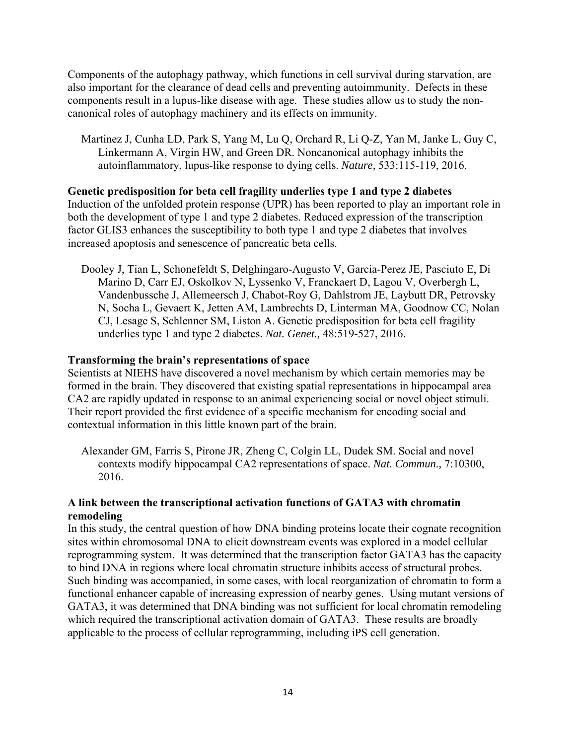Components of the autophagy pathway, which functions in cell survival during starvation, are also important for the clearance of dead cells and preventing autoimmunity. Defects in these components result in a lupus-like disease with age. These studies allow us to study the non-canonical roles of autophagy machinery and its effects on immunity.

> Martinez J, Cunha LD, Park S, Yang M, Lu Q, Orchard R, Li Q-Z, Yan M, Janke L, Guy C, Linkermann A, Virgin HW, and Green DR. Noncanonical autophagy inhibits the autoinflammatory, lupus-like response to dying cells. *Nature,* 533:115-119, 2016.

**Genetic predisposition for beta cell fragility underlies type 1 and type 2 diabetes**
Induction of the unfolded protein response (UPR) has been reported to play an important role in both the development of type 1 and type 2 diabetes. Reduced expression of the transcription factor GLIS3 enhances the susceptibility to both type 1 and type 2 diabetes that involves increased apoptosis and senescence of pancreatic beta cells.

> Dooley J, Tian L, Schonefeldt S, Delghingaro-Augusto V, Garcia-Perez JE, Pasciuto E, Di Marino D, Carr EJ, Oskolkov N, Lyssenko V, Franckaert D, Lagou V, Overbergh L, Vandenbussche J, Allemeersch J, Chabot-Roy G, Dahlstrom JE, Laybutt DR, Petrovsky N, Socha L, Gevaert K, Jetten AM, Lambrechts D, Linterman MA, Goodnow CC, Nolan CJ, Lesage S, Schlenner SM, Liston A. Genetic predisposition for beta cell fragility underlies type 1 and type 2 diabetes. *Nat. Genet.,* 48:519-527, 2016.

**Transforming the brain's representations of space**
Scientists at NIEHS have discovered a novel mechanism by which certain memories may be formed in the brain. They discovered that existing spatial representations in hippocampal area CA2 are rapidly updated in response to an animal experiencing social or novel object stimuli. Their report provided the first evidence of a specific mechanism for encoding social and contextual information in this little known part of the brain.

> Alexander GM, Farris S, Pirone JR, Zheng C, Colgin LL, Dudek SM. Social and novel contexts modify hippocampal CA2 representations of space. *Nat. Commun.,* 7:10300, 2016.

**A link between the transcriptional activation functions of GATA3 with chromatin remodeling**
In this study, the central question of how DNA binding proteins locate their cognate recognition sites within chromosomal DNA to elicit downstream events was explored in a model cellular reprogramming system. It was determined that the transcription factor GATA3 has the capacity to bind DNA in regions where local chromatin structure inhibits access of structural probes. Such binding was accompanied, in some cases, with local reorganization of chromatin to form a functional enhancer capable of increasing expression of nearby genes. Using mutant versions of GATA3, it was determined that DNA binding was not sufficient for local chromatin remodeling which required the transcriptional activation domain of GATA3. These results are broadly applicable to the process of cellular reprogramming, including iPS cell generation.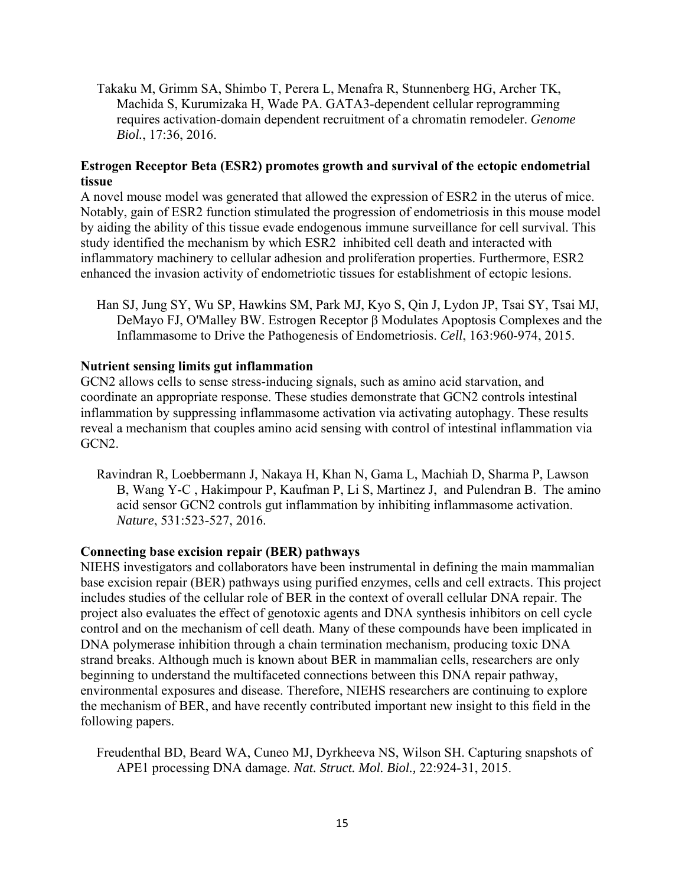Takaku M, Grimm SA, Shimbo T, Perera L, Menafra R, Stunnenberg HG, Archer TK, Machida S, Kurumizaka H, Wade PA. GATA3-dependent cellular reprogramming requires activation-domain dependent recruitment of a chromatin remodeler. *Genome Biol.*, 17:36, 2016.

**Estrogen Receptor Beta (ESR2) promotes growth and survival of the ectopic endometrial tissue**

A novel mouse model was generated that allowed the expression of ESR2 in the uterus of mice. Notably, gain of ESR2 function stimulated the progression of endometriosis in this mouse model by aiding the ability of this tissue evade endogenous immune surveillance for cell survival. This study identified the mechanism by which ESR2 inhibited cell death and interacted with inflammatory machinery to cellular adhesion and proliferation properties. Furthermore, ESR2 enhanced the invasion activity of endometriotic tissues for establishment of ectopic lesions.

Han SJ, Jung SY, Wu SP, Hawkins SM, Park MJ, Kyo S, Qin J, Lydon JP, Tsai SY, Tsai MJ, DeMayo FJ, O'Malley BW. Estrogen Receptor β Modulates Apoptosis Complexes and the Inflammasome to Drive the Pathogenesis of Endometriosis. *Cell*, 163:960-974, 2015.

**Nutrient sensing limits gut inflammation**

GCN2 allows cells to sense stress-inducing signals, such as amino acid starvation, and coordinate an appropriate response. These studies demonstrate that GCN2 controls intestinal inflammation by suppressing inflammasome activation via activating autophagy. These results reveal a mechanism that couples amino acid sensing with control of intestinal inflammation via GCN2.

Ravindran R, Loebbermann J, Nakaya H, Khan N, Gama L, Machiah D, Sharma P, Lawson B, Wang Y-C , Hakimpour P, Kaufman P, Li S, Martinez J, and Pulendran B. The amino acid sensor GCN2 controls gut inflammation by inhibiting inflammasome activation. *Nature*, 531:523-527, 2016.

**Connecting base excision repair (BER) pathways**

NIEHS investigators and collaborators have been instrumental in defining the main mammalian base excision repair (BER) pathways using purified enzymes, cells and cell extracts. This project includes studies of the cellular role of BER in the context of overall cellular DNA repair. The project also evaluates the effect of genotoxic agents and DNA synthesis inhibitors on cell cycle control and on the mechanism of cell death. Many of these compounds have been implicated in DNA polymerase inhibition through a chain termination mechanism, producing toxic DNA strand breaks. Although much is known about BER in mammalian cells, researchers are only beginning to understand the multifaceted connections between this DNA repair pathway, environmental exposures and disease. Therefore, NIEHS researchers are continuing to explore the mechanism of BER, and have recently contributed important new insight to this field in the following papers.

Freudenthal BD, Beard WA, Cuneo MJ, Dyrkheeva NS, Wilson SH. Capturing snapshots of APE1 processing DNA damage. *Nat. Struct. Mol. Biol.,* 22:924-31, 2015.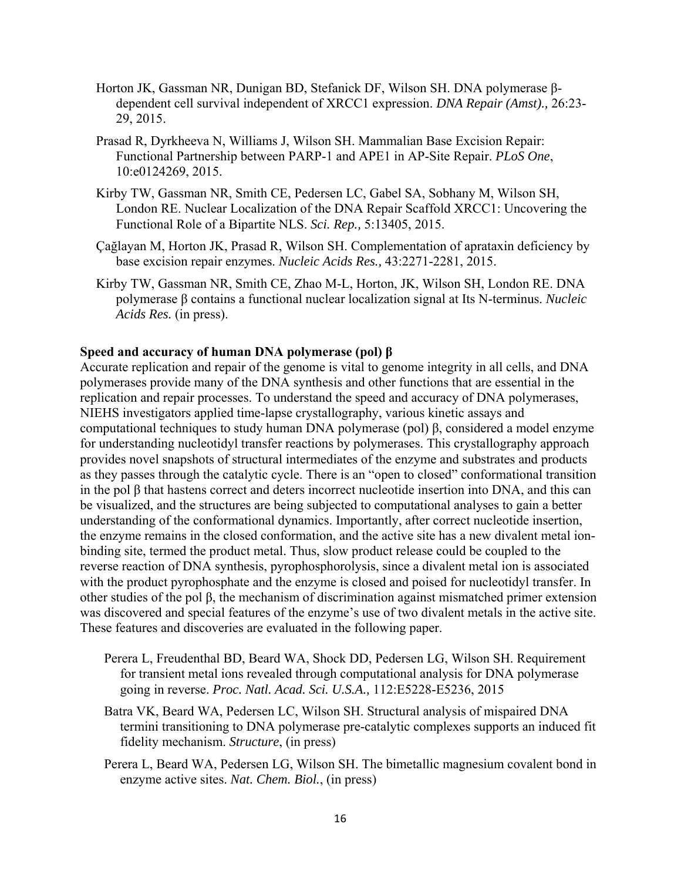Horton JK, Gassman NR, Dunigan BD, Stefanick DF, Wilson SH. DNA polymerase β-dependent cell survival independent of XRCC1 expression. *DNA Repair (Amst).,* 26:23-29, 2015.

Prasad R, Dyrkheeva N, Williams J, Wilson SH. Mammalian Base Excision Repair: Functional Partnership between PARP-1 and APE1 in AP-Site Repair. *PLoS One*, 10:e0124269, 2015.

Kirby TW, Gassman NR, Smith CE, Pedersen LC, Gabel SA, Sobhany M, Wilson SH, London RE. Nuclear Localization of the DNA Repair Scaffold XRCC1: Uncovering the Functional Role of a Bipartite NLS. *Sci. Rep.,* 5:13405, 2015.

Çağlayan M, Horton JK, Prasad R, Wilson SH. Complementation of aprataxin deficiency by base excision repair enzymes. *Nucleic Acids Res.,* 43:2271-2281, 2015.

Kirby TW, Gassman NR, Smith CE, Zhao M-L, Horton, JK, Wilson SH, London RE. DNA polymerase β contains a functional nuclear localization signal at Its N-terminus. *Nucleic Acids Res.* (in press).

**Speed and accuracy of human DNA polymerase (pol) β**

Accurate replication and repair of the genome is vital to genome integrity in all cells, and DNA polymerases provide many of the DNA synthesis and other functions that are essential in the replication and repair processes. To understand the speed and accuracy of DNA polymerases, NIEHS investigators applied time-lapse crystallography, various kinetic assays and computational techniques to study human DNA polymerase (pol) β, considered a model enzyme for understanding nucleotidyl transfer reactions by polymerases. This crystallography approach provides novel snapshots of structural intermediates of the enzyme and substrates and products as they passes through the catalytic cycle. There is an "open to closed" conformational transition in the pol β that hastens correct and deters incorrect nucleotide insertion into DNA, and this can be visualized, and the structures are being subjected to computational analyses to gain a better understanding of the conformational dynamics. Importantly, after correct nucleotide insertion, the enzyme remains in the closed conformation, and the active site has a new divalent metal ion-binding site, termed the product metal. Thus, slow product release could be coupled to the reverse reaction of DNA synthesis, pyrophosphorolysis, since a divalent metal ion is associated with the product pyrophosphate and the enzyme is closed and poised for nucleotidyl transfer. In other studies of the pol β, the mechanism of discrimination against mismatched primer extension was discovered and special features of the enzyme's use of two divalent metals in the active site. These features and discoveries are evaluated in the following paper.

Perera L, Freudenthal BD, Beard WA, Shock DD, Pedersen LG, Wilson SH. Requirement for transient metal ions revealed through computational analysis for DNA polymerase going in reverse. *Proc. Natl. Acad. Sci. U.S.A.,* 112:E5228-E5236, 2015

Batra VK, Beard WA, Pedersen LC, Wilson SH. Structural analysis of mispaired DNA termini transitioning to DNA polymerase pre-catalytic complexes supports an induced fit fidelity mechanism. *Structure*, (in press)

Perera L, Beard WA, Pedersen LG, Wilson SH. The bimetallic magnesium covalent bond in enzyme active sites. *Nat. Chem. Biol.*, (in press)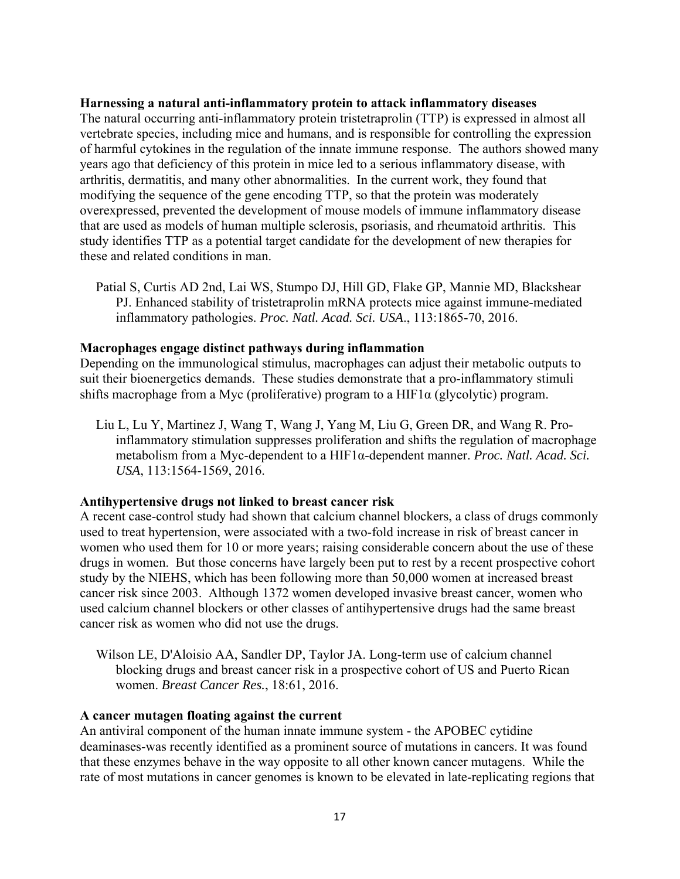**Harnessing a natural anti-inflammatory protein to attack inflammatory diseases**
The natural occurring anti-inflammatory protein tristetraprolin (TTP) is expressed in almost all vertebrate species, including mice and humans, and is responsible for controlling the expression of harmful cytokines in the regulation of the innate immune response. The authors showed many years ago that deficiency of this protein in mice led to a serious inflammatory disease, with arthritis, dermatitis, and many other abnormalities. In the current work, they found that modifying the sequence of the gene encoding TTP, so that the protein was moderately overexpressed, prevented the development of mouse models of immune inflammatory disease that are used as models of human multiple sclerosis, psoriasis, and rheumatoid arthritis. This study identifies TTP as a potential target candidate for the development of new therapies for these and related conditions in man.

Patial S, Curtis AD 2nd, Lai WS, Stumpo DJ, Hill GD, Flake GP, Mannie MD, Blackshear PJ. Enhanced stability of tristetraprolin mRNA protects mice against immune-mediated inflammatory pathologies. *Proc. Natl. Acad. Sci. USA*., 113:1865-70, 2016.

**Macrophages engage distinct pathways during inflammation**
Depending on the immunological stimulus, macrophages can adjust their metabolic outputs to suit their bioenergetics demands. These studies demonstrate that a pro-inflammatory stimuli shifts macrophage from a Myc (proliferative) program to a HIF1α (glycolytic) program.

Liu L, Lu Y, Martinez J, Wang T, Wang J, Yang M, Liu G, Green DR, and Wang R. Pro-inflammatory stimulation suppresses proliferation and shifts the regulation of macrophage metabolism from a Myc-dependent to a HIF1α-dependent manner. *Proc. Natl. Acad. Sci. USA*, 113:1564-1569, 2016.

**Antihypertensive drugs not linked to breast cancer risk**
A recent case-control study had shown that calcium channel blockers, a class of drugs commonly used to treat hypertension, were associated with a two-fold increase in risk of breast cancer in women who used them for 10 or more years; raising considerable concern about the use of these drugs in women. But those concerns have largely been put to rest by a recent prospective cohort study by the NIEHS, which has been following more than 50,000 women at increased breast cancer risk since 2003. Although 1372 women developed invasive breast cancer, women who used calcium channel blockers or other classes of antihypertensive drugs had the same breast cancer risk as women who did not use the drugs.

Wilson LE, D'Aloisio AA, Sandler DP, Taylor JA. Long-term use of calcium channel blocking drugs and breast cancer risk in a prospective cohort of US and Puerto Rican women. *Breast Cancer Res.*, 18:61, 2016.

**A cancer mutagen floating against the current**
An antiviral component of the human innate immune system - the APOBEC cytidine deaminases-was recently identified as a prominent source of mutations in cancers. It was found that these enzymes behave in the way opposite to all other known cancer mutagens. While the rate of most mutations in cancer genomes is known to be elevated in late-replicating regions that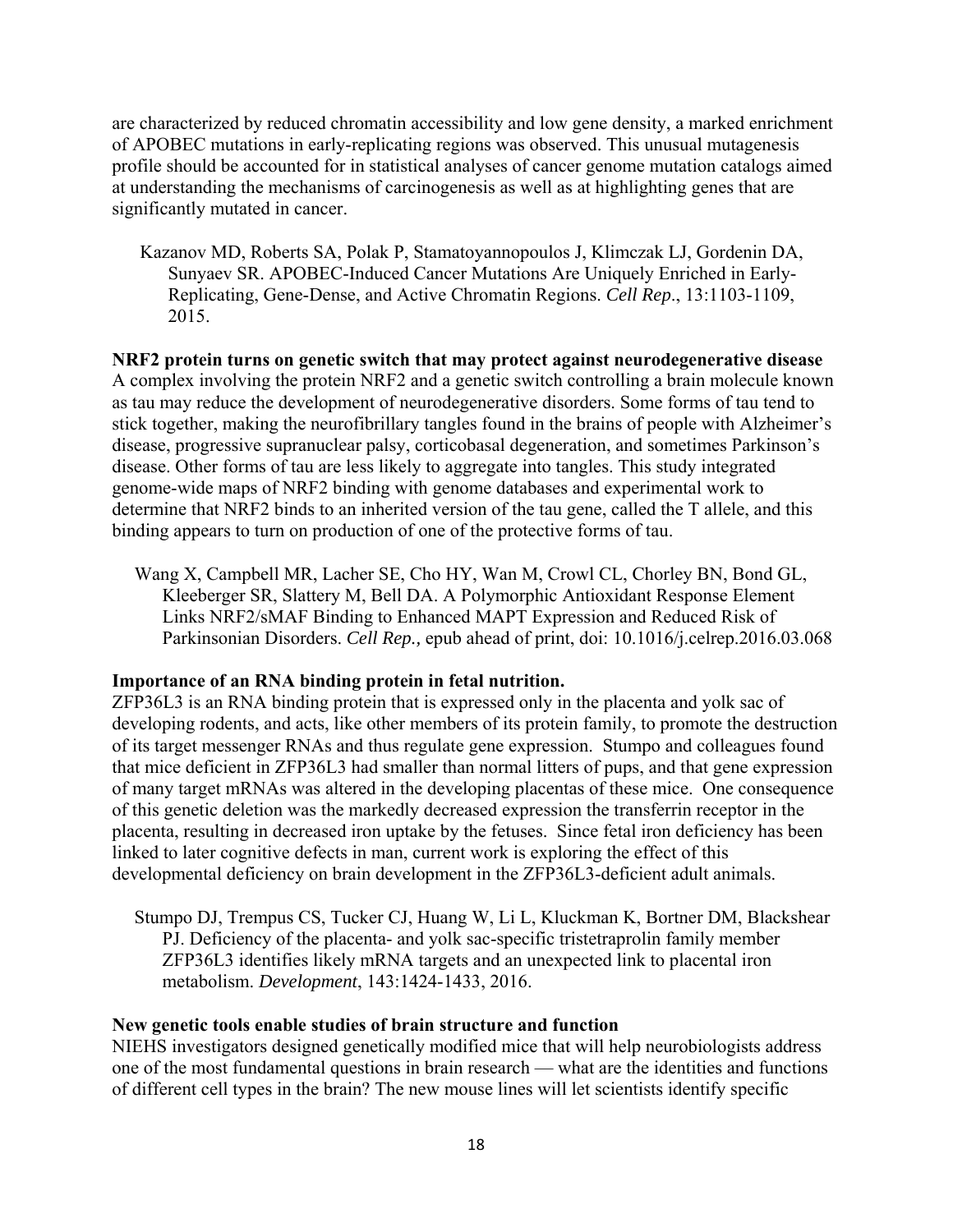are characterized by reduced chromatin accessibility and low gene density, a marked enrichment of APOBEC mutations in early-replicating regions was observed. This unusual mutagenesis profile should be accounted for in statistical analyses of cancer genome mutation catalogs aimed at understanding the mechanisms of carcinogenesis as well as at highlighting genes that are significantly mutated in cancer.

Kazanov MD, Roberts SA, Polak P, Stamatoyannopoulos J, Klimczak LJ, Gordenin DA, Sunyaev SR. APOBEC-Induced Cancer Mutations Are Uniquely Enriched in Early-Replicating, Gene-Dense, and Active Chromatin Regions. *Cell Rep*., 13:1103-1109, 2015.

**NRF2 protein turns on genetic switch that may protect against neurodegenerative disease**

A complex involving the protein NRF2 and a genetic switch controlling a brain molecule known as tau may reduce the development of neurodegenerative disorders. Some forms of tau tend to stick together, making the neurofibrillary tangles found in the brains of people with Alzheimer's disease, progressive supranuclear palsy, corticobasal degeneration, and sometimes Parkinson's disease. Other forms of tau are less likely to aggregate into tangles. This study integrated genome-wide maps of NRF2 binding with genome databases and experimental work to determine that NRF2 binds to an inherited version of the tau gene, called the T allele, and this binding appears to turn on production of one of the protective forms of tau.

Wang X, Campbell MR, Lacher SE, Cho HY, Wan M, Crowl CL, Chorley BN, Bond GL, Kleeberger SR, Slattery M, Bell DA. A Polymorphic Antioxidant Response Element Links NRF2/sMAF Binding to Enhanced MAPT Expression and Reduced Risk of Parkinsonian Disorders. *Cell Rep.,* epub ahead of print, doi: 10.1016/j.celrep.2016.03.068

**Importance of an RNA binding protein in fetal nutrition.**

ZFP36L3 is an RNA binding protein that is expressed only in the placenta and yolk sac of developing rodents, and acts, like other members of its protein family, to promote the destruction of its target messenger RNAs and thus regulate gene expression. Stumpo and colleagues found that mice deficient in ZFP36L3 had smaller than normal litters of pups, and that gene expression of many target mRNAs was altered in the developing placentas of these mice. One consequence of this genetic deletion was the markedly decreased expression the transferrin receptor in the placenta, resulting in decreased iron uptake by the fetuses. Since fetal iron deficiency has been linked to later cognitive defects in man, current work is exploring the effect of this developmental deficiency on brain development in the ZFP36L3-deficient adult animals.

Stumpo DJ, Trempus CS, Tucker CJ, Huang W, Li L, Kluckman K, Bortner DM, Blackshear PJ. Deficiency of the placenta- and yolk sac-specific tristetraprolin family member ZFP36L3 identifies likely mRNA targets and an unexpected link to placental iron metabolism. *Development*, 143:1424-1433, 2016.

**New genetic tools enable studies of brain structure and function**

NIEHS investigators designed genetically modified mice that will help neurobiologists address one of the most fundamental questions in brain research — what are the identities and functions of different cell types in the brain? The new mouse lines will let scientists identify specific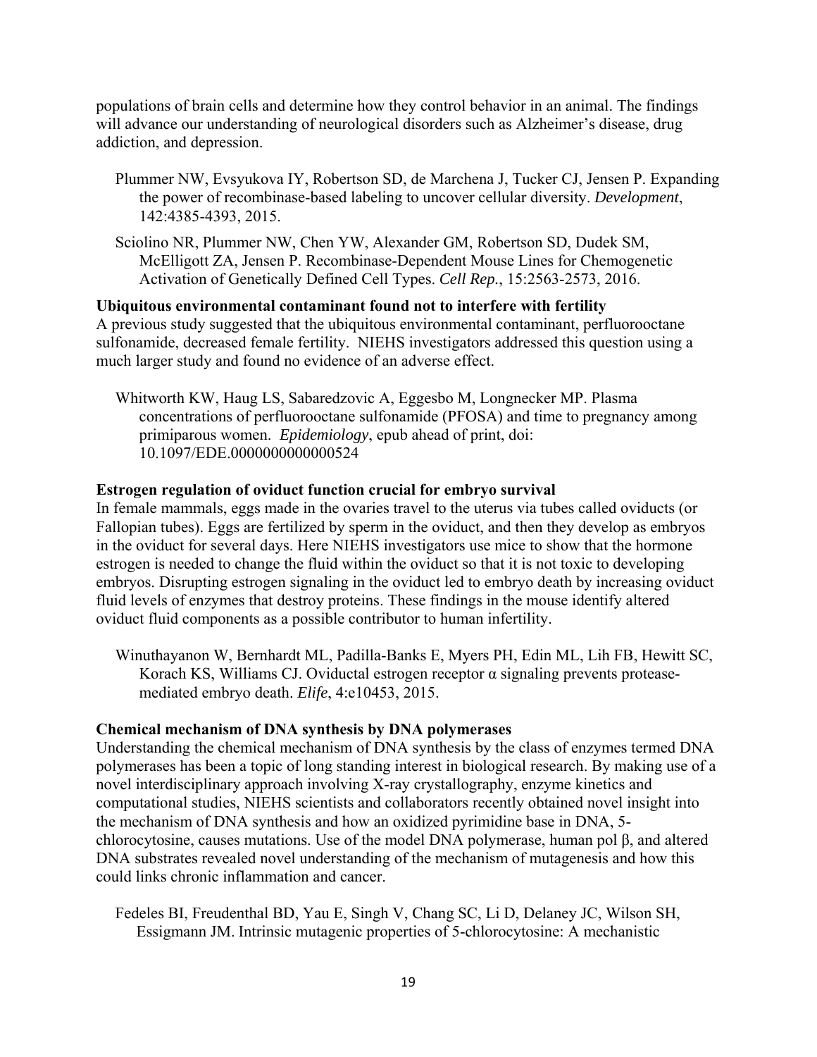populations of brain cells and determine how they control behavior in an animal. The findings will advance our understanding of neurological disorders such as Alzheimer's disease, drug addiction, and depression.

Plummer NW, Evsyukova IY, Robertson SD, de Marchena J, Tucker CJ, Jensen P. Expanding the power of recombinase-based labeling to uncover cellular diversity. *Development*, 142:4385-4393, 2015.

Sciolino NR, Plummer NW, Chen YW, Alexander GM, Robertson SD, Dudek SM, McElligott ZA, Jensen P. Recombinase-Dependent Mouse Lines for Chemogenetic Activation of Genetically Defined Cell Types. *Cell Rep.*, 15:2563-2573, 2016.

**Ubiquitous environmental contaminant found not to interfere with fertility**

A previous study suggested that the ubiquitous environmental contaminant, perfluorooctane sulfonamide, decreased female fertility. NIEHS investigators addressed this question using a much larger study and found no evidence of an adverse effect.

Whitworth KW, Haug LS, Sabaredzovic A, Eggesbo M, Longnecker MP. Plasma concentrations of perfluorooctane sulfonamide (PFOSA) and time to pregnancy among primiparous women. *Epidemiology*, epub ahead of print, doi: 10.1097/EDE.0000000000000524

**Estrogen regulation of oviduct function crucial for embryo survival**

In female mammals, eggs made in the ovaries travel to the uterus via tubes called oviducts (or Fallopian tubes). Eggs are fertilized by sperm in the oviduct, and then they develop as embryos in the oviduct for several days. Here NIEHS investigators use mice to show that the hormone estrogen is needed to change the fluid within the oviduct so that it is not toxic to developing embryos. Disrupting estrogen signaling in the oviduct led to embryo death by increasing oviduct fluid levels of enzymes that destroy proteins. These findings in the mouse identify altered oviduct fluid components as a possible contributor to human infertility.

Winuthayanon W, Bernhardt ML, Padilla-Banks E, Myers PH, Edin ML, Lih FB, Hewitt SC, Korach KS, Williams CJ. Oviductal estrogen receptor α signaling prevents protease-mediated embryo death. *Elife*, 4:e10453, 2015.

**Chemical mechanism of DNA synthesis by DNA polymerases**

Understanding the chemical mechanism of DNA synthesis by the class of enzymes termed DNA polymerases has been a topic of long standing interest in biological research. By making use of a novel interdisciplinary approach involving X-ray crystallography, enzyme kinetics and computational studies, NIEHS scientists and collaborators recently obtained novel insight into the mechanism of DNA synthesis and how an oxidized pyrimidine base in DNA, 5-chlorocytosine, causes mutations. Use of the model DNA polymerase, human pol β, and altered DNA substrates revealed novel understanding of the mechanism of mutagenesis and how this could links chronic inflammation and cancer.

Fedeles BI, Freudenthal BD, Yau E, Singh V, Chang SC, Li D, Delaney JC, Wilson SH, Essigmann JM. Intrinsic mutagenic properties of 5-chlorocytosine: A mechanistic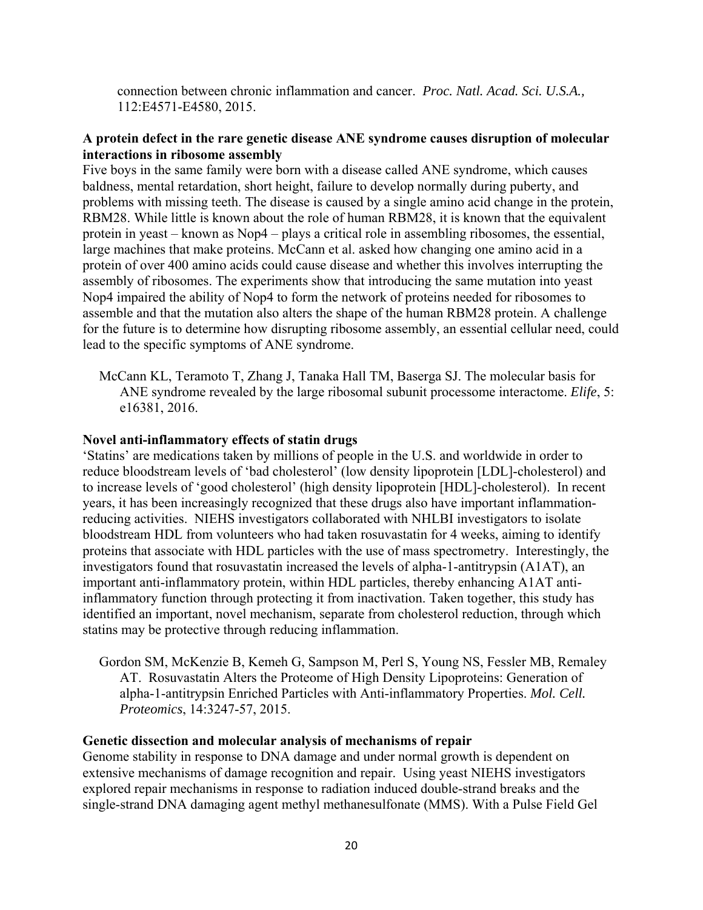connection between chronic inflammation and cancer. *Proc. Natl. Acad. Sci. U.S.A.,* 112:E4571-E4580, 2015.

**A protein defect in the rare genetic disease ANE syndrome causes disruption of molecular interactions in ribosome assembly**

Five boys in the same family were born with a disease called ANE syndrome, which causes baldness, mental retardation, short height, failure to develop normally during puberty, and problems with missing teeth. The disease is caused by a single amino acid change in the protein, RBM28. While little is known about the role of human RBM28, it is known that the equivalent protein in yeast – known as Nop4 – plays a critical role in assembling ribosomes, the essential, large machines that make proteins. McCann et al. asked how changing one amino acid in a protein of over 400 amino acids could cause disease and whether this involves interrupting the assembly of ribosomes. The experiments show that introducing the same mutation into yeast Nop4 impaired the ability of Nop4 to form the network of proteins needed for ribosomes to assemble and that the mutation also alters the shape of the human RBM28 protein. A challenge for the future is to determine how disrupting ribosome assembly, an essential cellular need, could lead to the specific symptoms of ANE syndrome.

McCann KL, Teramoto T, Zhang J, Tanaka Hall TM, Baserga SJ. The molecular basis for ANE syndrome revealed by the large ribosomal subunit processome interactome. *Elife*, 5: e16381, 2016.

**Novel anti-inflammatory effects of statin drugs**

'Statins' are medications taken by millions of people in the U.S. and worldwide in order to reduce bloodstream levels of 'bad cholesterol' (low density lipoprotein [LDL]-cholesterol) and to increase levels of 'good cholesterol' (high density lipoprotein [HDL]-cholesterol). In recent years, it has been increasingly recognized that these drugs also have important inflammation-reducing activities. NIEHS investigators collaborated with NHLBI investigators to isolate bloodstream HDL from volunteers who had taken rosuvastatin for 4 weeks, aiming to identify proteins that associate with HDL particles with the use of mass spectrometry. Interestingly, the investigators found that rosuvastatin increased the levels of alpha-1-antitrypsin (A1AT), an important anti-inflammatory protein, within HDL particles, thereby enhancing A1AT anti-inflammatory function through protecting it from inactivation. Taken together, this study has identified an important, novel mechanism, separate from cholesterol reduction, through which statins may be protective through reducing inflammation.

Gordon SM, McKenzie B, Kemeh G, Sampson M, Perl S, Young NS, Fessler MB, Remaley AT. Rosuvastatin Alters the Proteome of High Density Lipoproteins: Generation of alpha-1-antitrypsin Enriched Particles with Anti-inflammatory Properties. *Mol. Cell. Proteomics*, 14:3247-57, 2015.

**Genetic dissection and molecular analysis of mechanisms of repair**

Genome stability in response to DNA damage and under normal growth is dependent on extensive mechanisms of damage recognition and repair. Using yeast NIEHS investigators explored repair mechanisms in response to radiation induced double-strand breaks and the single-strand DNA damaging agent methyl methanesulfonate (MMS). With a Pulse Field Gel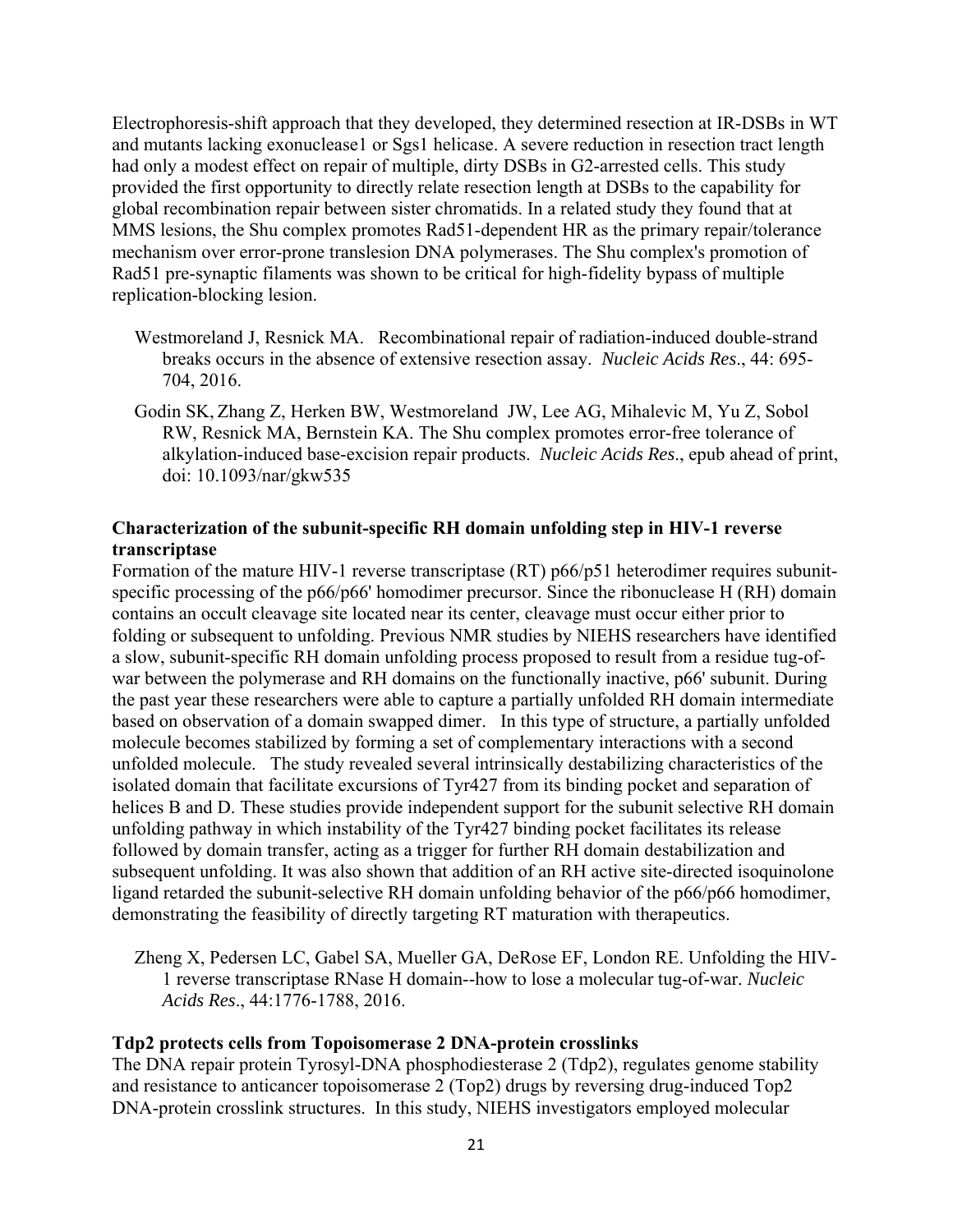Electrophoresis-shift approach that they developed, they determined resection at IR-DSBs in WT and mutants lacking exonuclease1 or Sgs1 helicase. A severe reduction in resection tract length had only a modest effect on repair of multiple, dirty DSBs in G2-arrested cells. This study provided the first opportunity to directly relate resection length at DSBs to the capability for global recombination repair between sister chromatids. In a related study they found that at MMS lesions, the Shu complex promotes Rad51-dependent HR as the primary repair/tolerance mechanism over error-prone translesion DNA polymerases. The Shu complex's promotion of Rad51 pre-synaptic filaments was shown to be critical for high-fidelity bypass of multiple replication-blocking lesion.

Westmoreland J, Resnick MA. Recombinational repair of radiation-induced double-strand breaks occurs in the absence of extensive resection assay. *Nucleic Acids Res*., 44: 695-704, 2016.

Godin SK, Zhang Z, Herken BW, Westmoreland JW, Lee AG, Mihalevic M, Yu Z, Sobol RW, Resnick MA, Bernstein KA. The Shu complex promotes error-free tolerance of alkylation-induced base-excision repair products. *Nucleic Acids Res*., epub ahead of print, doi: 10.1093/nar/gkw535

**Characterization of the subunit-specific RH domain unfolding step in HIV-1 reverse transcriptase**

Formation of the mature HIV-1 reverse transcriptase (RT) p66/p51 heterodimer requires subunit-specific processing of the p66/p66' homodimer precursor. Since the ribonuclease H (RH) domain contains an occult cleavage site located near its center, cleavage must occur either prior to folding or subsequent to unfolding. Previous NMR studies by NIEHS researchers have identified a slow, subunit-specific RH domain unfolding process proposed to result from a residue tug-of-war between the polymerase and RH domains on the functionally inactive, p66' subunit. During the past year these researchers were able to capture a partially unfolded RH domain intermediate based on observation of a domain swapped dimer. In this type of structure, a partially unfolded molecule becomes stabilized by forming a set of complementary interactions with a second unfolded molecule. The study revealed several intrinsically destabilizing characteristics of the isolated domain that facilitate excursions of Tyr427 from its binding pocket and separation of helices B and D. These studies provide independent support for the subunit selective RH domain unfolding pathway in which instability of the Tyr427 binding pocket facilitates its release followed by domain transfer, acting as a trigger for further RH domain destabilization and subsequent unfolding. It was also shown that addition of an RH active site-directed isoquinolone ligand retarded the subunit-selective RH domain unfolding behavior of the p66/p66 homodimer, demonstrating the feasibility of directly targeting RT maturation with therapeutics.

Zheng X, Pedersen LC, Gabel SA, Mueller GA, DeRose EF, London RE. Unfolding the HIV-1 reverse transcriptase RNase H domain--how to lose a molecular tug-of-war. *Nucleic Acids Res*., 44:1776-1788, 2016.

**Tdp2 protects cells from Topoisomerase 2 DNA-protein crosslinks**

The DNA repair protein Tyrosyl-DNA phosphodiesterase 2 (Tdp2), regulates genome stability and resistance to anticancer topoisomerase 2 (Top2) drugs by reversing drug-induced Top2 DNA-protein crosslink structures. In this study, NIEHS investigators employed molecular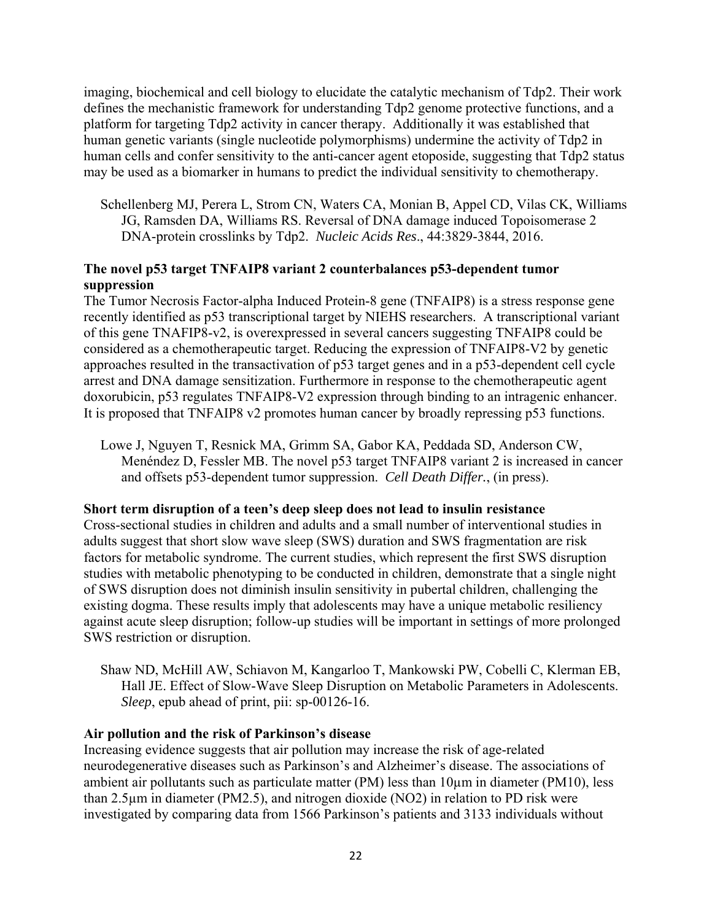imaging, biochemical and cell biology to elucidate the catalytic mechanism of Tdp2. Their work defines the mechanistic framework for understanding Tdp2 genome protective functions, and a platform for targeting Tdp2 activity in cancer therapy. Additionally it was established that human genetic variants (single nucleotide polymorphisms) undermine the activity of Tdp2 in human cells and confer sensitivity to the anti-cancer agent etoposide, suggesting that Tdp2 status may be used as a biomarker in humans to predict the individual sensitivity to chemotherapy.

Schellenberg MJ, Perera L, Strom CN, Waters CA, Monian B, Appel CD, Vilas CK, Williams JG, Ramsden DA, Williams RS. Reversal of DNA damage induced Topoisomerase 2 DNA-protein crosslinks by Tdp2. *Nucleic Acids Res*., 44:3829-3844, 2016.

**The novel p53 target TNFAIP8 variant 2 counterbalances p53-dependent tumor suppression**

The Tumor Necrosis Factor-alpha Induced Protein-8 gene (TNFAIP8) is a stress response gene recently identified as p53 transcriptional target by NIEHS researchers. A transcriptional variant of this gene TNAFIP8-v2, is overexpressed in several cancers suggesting TNFAIP8 could be considered as a chemotherapeutic target. Reducing the expression of TNFAIP8-V2 by genetic approaches resulted in the transactivation of p53 target genes and in a p53-dependent cell cycle arrest and DNA damage sensitization. Furthermore in response to the chemotherapeutic agent doxorubicin, p53 regulates TNFAIP8-V2 expression through binding to an intragenic enhancer. It is proposed that TNFAIP8 v2 promotes human cancer by broadly repressing p53 functions.

Lowe J, Nguyen T, Resnick MA, Grimm SA, Gabor KA, Peddada SD, Anderson CW, Menéndez D, Fessler MB. The novel p53 target TNFAIP8 variant 2 is increased in cancer and offsets p53-dependent tumor suppression. *Cell Death Differ.*, (in press).

**Short term disruption of a teen's deep sleep does not lead to insulin resistance**

Cross-sectional studies in children and adults and a small number of interventional studies in adults suggest that short slow wave sleep (SWS) duration and SWS fragmentation are risk factors for metabolic syndrome. The current studies, which represent the first SWS disruption studies with metabolic phenotyping to be conducted in children, demonstrate that a single night of SWS disruption does not diminish insulin sensitivity in pubertal children, challenging the existing dogma. These results imply that adolescents may have a unique metabolic resiliency against acute sleep disruption; follow-up studies will be important in settings of more prolonged SWS restriction or disruption.

Shaw ND, McHill AW, Schiavon M, Kangarloo T, Mankowski PW, Cobelli C, Klerman EB, Hall JE. Effect of Slow-Wave Sleep Disruption on Metabolic Parameters in Adolescents. *Sleep*, epub ahead of print, pii: sp-00126-16.

**Air pollution and the risk of Parkinson's disease**

Increasing evidence suggests that air pollution may increase the risk of age-related neurodegenerative diseases such as Parkinson's and Alzheimer's disease. The associations of ambient air pollutants such as particulate matter (PM) less than 10μm in diameter (PM10), less than 2.5μm in diameter (PM2.5), and nitrogen dioxide ($NO_2$) in relation to PD risk were investigated by comparing data from 1566 Parkinson's patients and 3133 individuals without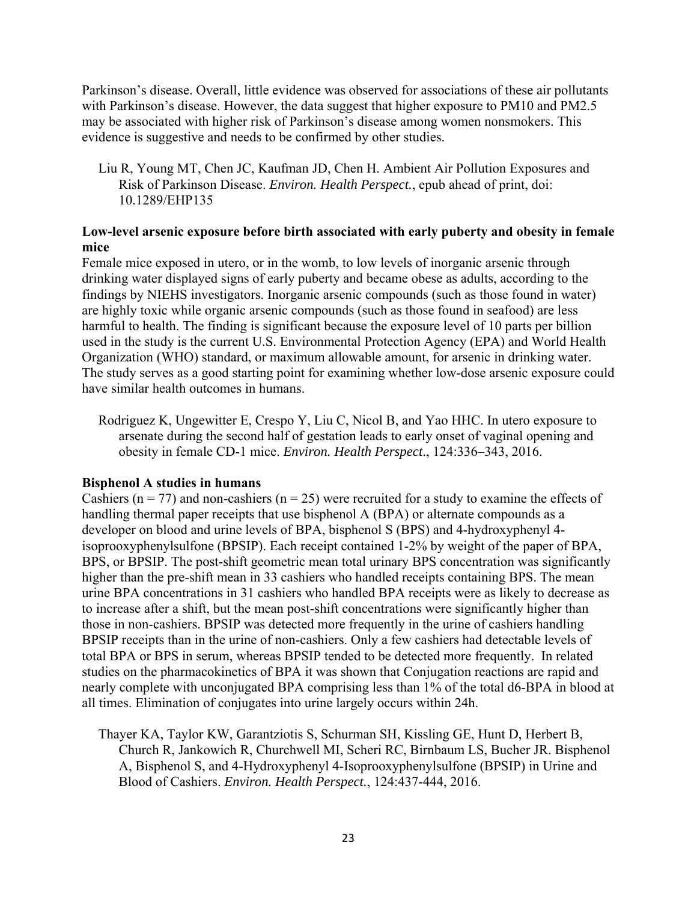Parkinson's disease. Overall, little evidence was observed for associations of these air pollutants with Parkinson's disease. However, the data suggest that higher exposure to PM10 and PM2.5 may be associated with higher risk of Parkinson's disease among women nonsmokers. This evidence is suggestive and needs to be confirmed by other studies.

> Liu R, Young MT, Chen JC, Kaufman JD, Chen H. Ambient Air Pollution Exposures and Risk of Parkinson Disease. *Environ. Health Perspect.*, epub ahead of print, doi: 10.1289/EHP135

**Low-level arsenic exposure before birth associated with early puberty and obesity in female mice**

Female mice exposed in utero, or in the womb, to low levels of inorganic arsenic through drinking water displayed signs of early puberty and became obese as adults, according to the findings by NIEHS investigators. Inorganic arsenic compounds (such as those found in water) are highly toxic while organic arsenic compounds (such as those found in seafood) are less harmful to health. The finding is significant because the exposure level of 10 parts per billion used in the study is the current U.S. Environmental Protection Agency (EPA) and World Health Organization (WHO) standard, or maximum allowable amount, for arsenic in drinking water. The study serves as a good starting point for examining whether low-dose arsenic exposure could have similar health outcomes in humans.

> Rodriguez K, Ungewitter E, Crespo Y, Liu C, Nicol B, and Yao HHC. In utero exposure to arsenate during the second half of gestation leads to early onset of vaginal opening and obesity in female CD-1 mice. *Environ. Health Perspect*., 124:336–343, 2016.

**Bisphenol A studies in humans**

Cashiers ($n = 77$) and non-cashiers ($n = 25$) were recruited for a study to examine the effects of handling thermal paper receipts that use bisphenol A (BPA) or alternate compounds as a developer on blood and urine levels of BPA, bisphenol S (BPS) and 4-hydroxyphenyl 4-isoprooxyphenylsulfone (BPSIP). Each receipt contained 1-2% by weight of the paper of BPA, BPS, or BPSIP. The post-shift geometric mean total urinary BPS concentration was significantly higher than the pre-shift mean in 33 cashiers who handled receipts containing BPS. The mean urine BPA concentrations in 31 cashiers who handled BPA receipts were as likely to decrease as to increase after a shift, but the mean post-shift concentrations were significantly higher than those in non-cashiers. BPSIP was detected more frequently in the urine of cashiers handling BPSIP receipts than in the urine of non-cashiers. Only a few cashiers had detectable levels of total BPA or BPS in serum, whereas BPSIP tended to be detected more frequently. In related studies on the pharmacokinetics of BPA it was shown that Conjugation reactions are rapid and nearly complete with unconjugated BPA comprising less than 1% of the total d6-BPA in blood at all times. Elimination of conjugates into urine largely occurs within 24h.

> Thayer KA, Taylor KW, Garantziotis S, Schurman SH, Kissling GE, Hunt D, Herbert B, Church R, Jankowich R, Churchwell MI, Scheri RC, Birnbaum LS, Bucher JR. Bisphenol A, Bisphenol S, and 4-Hydroxyphenyl 4-Isoprooxyphenylsulfone (BPSIP) in Urine and Blood of Cashiers. *Environ. Health Perspect.*, 124:437-444, 2016.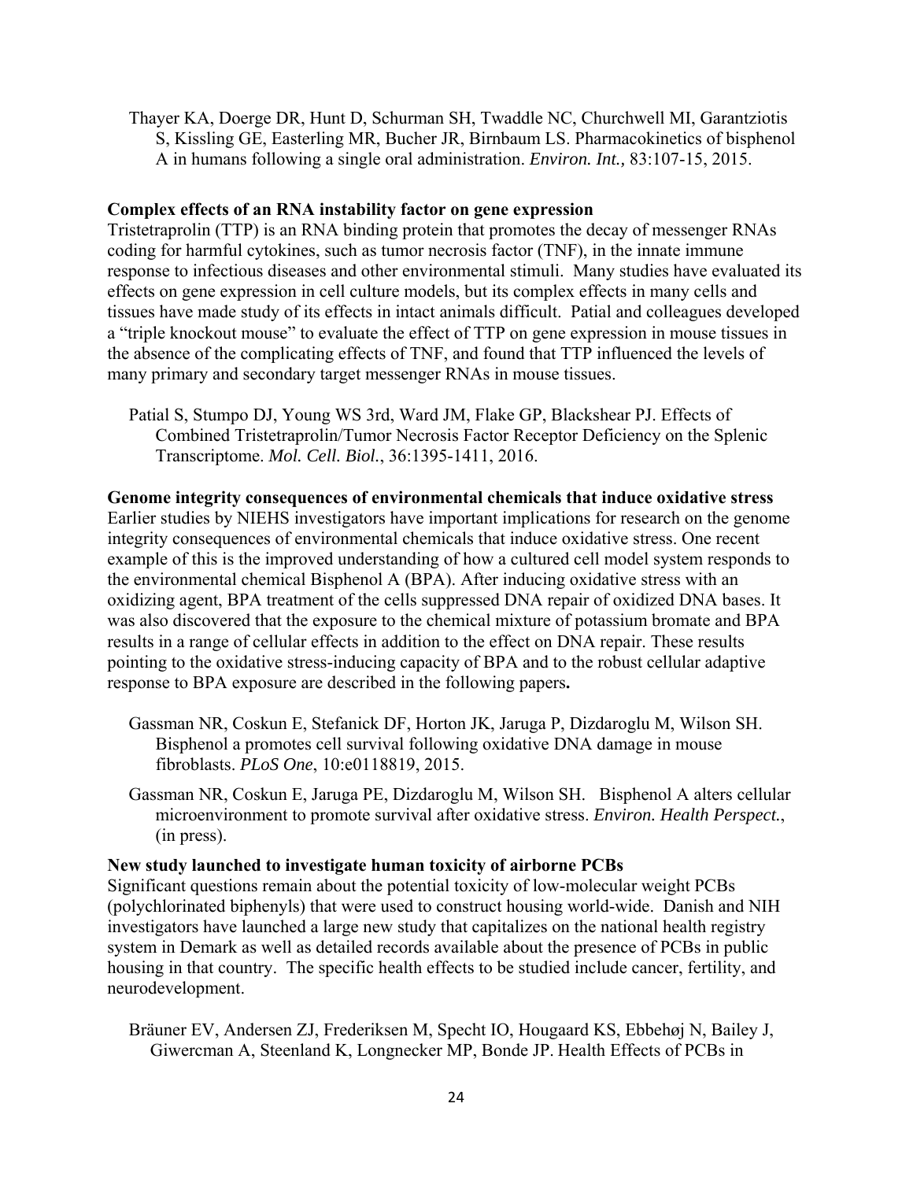Thayer KA, Doerge DR, Hunt D, Schurman SH, Twaddle NC, Churchwell MI, Garantziotis S, Kissling GE, Easterling MR, Bucher JR, Birnbaum LS. Pharmacokinetics of bisphenol A in humans following a single oral administration. *Environ. Int.,* 83:107-15, 2015.

**Complex effects of an RNA instability factor on gene expression**

Tristetraprolin (TTP) is an RNA binding protein that promotes the decay of messenger RNAs coding for harmful cytokines, such as tumor necrosis factor (TNF), in the innate immune response to infectious diseases and other environmental stimuli. Many studies have evaluated its effects on gene expression in cell culture models, but its complex effects in many cells and tissues have made study of its effects in intact animals difficult. Patial and colleagues developed a "triple knockout mouse" to evaluate the effect of TTP on gene expression in mouse tissues in the absence of the complicating effects of TNF, and found that TTP influenced the levels of many primary and secondary target messenger RNAs in mouse tissues.

Patial S, Stumpo DJ, Young WS 3rd, Ward JM, Flake GP, Blackshear PJ. Effects of Combined Tristetraprolin/Tumor Necrosis Factor Receptor Deficiency on the Splenic Transcriptome. *Mol. Cell. Biol.*, 36:1395-1411, 2016.

**Genome integrity consequences of environmental chemicals that induce oxidative stress**

Earlier studies by NIEHS investigators have important implications for research on the genome integrity consequences of environmental chemicals that induce oxidative stress. One recent example of this is the improved understanding of how a cultured cell model system responds to the environmental chemical Bisphenol A (BPA). After inducing oxidative stress with an oxidizing agent, BPA treatment of the cells suppressed DNA repair of oxidized DNA bases. It was also discovered that the exposure to the chemical mixture of potassium bromate and BPA results in a range of cellular effects in addition to the effect on DNA repair. These results pointing to the oxidative stress-inducing capacity of BPA and to the robust cellular adaptive response to BPA exposure are described in the following papers**.**

Gassman NR, Coskun E, Stefanick DF, Horton JK, Jaruga P, Dizdaroglu M, Wilson SH. Bisphenol a promotes cell survival following oxidative DNA damage in mouse fibroblasts. *PLoS One*, 10:e0118819, 2015.

Gassman NR, Coskun E, Jaruga PE, Dizdaroglu M, Wilson SH. Bisphenol A alters cellular microenvironment to promote survival after oxidative stress. *Environ. Health Perspect.*, (in press).

**New study launched to investigate human toxicity of airborne PCBs**

Significant questions remain about the potential toxicity of low-molecular weight PCBs (polychlorinated biphenyls) that were used to construct housing world-wide. Danish and NIH investigators have launched a large new study that capitalizes on the national health registry system in Demark as well as detailed records available about the presence of PCBs in public housing in that country. The specific health effects to be studied include cancer, fertility, and neurodevelopment.

Bräuner EV, Andersen ZJ, Frederiksen M, Specht IO, Hougaard KS, Ebbehøj N, Bailey J, Giwercman A, Steenland K, Longnecker MP, Bonde JP. Health Effects of PCBs in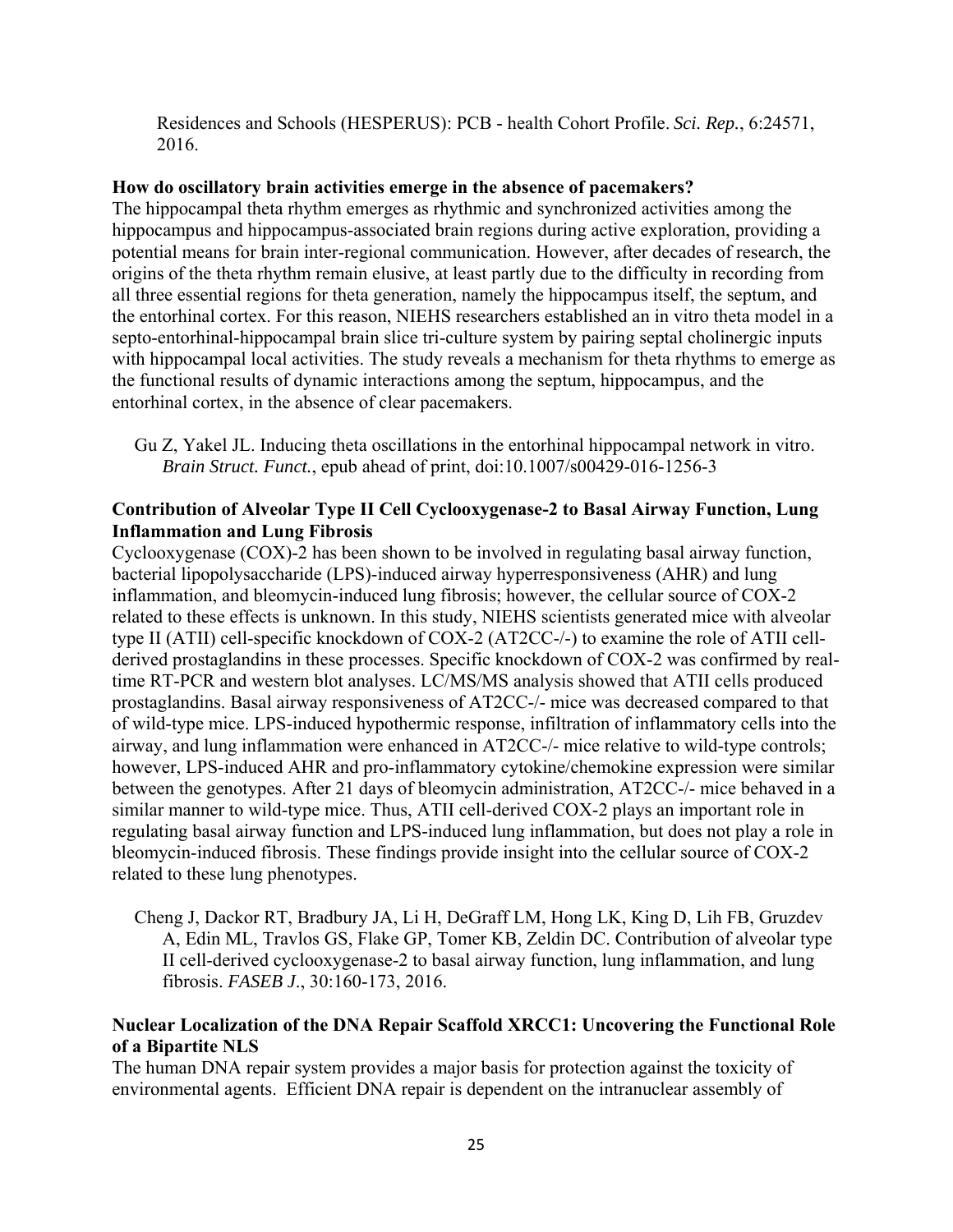Residences and Schools (HESPERUS): PCB - health Cohort Profile. *Sci. Rep.*, 6:24571, 2016.

**How do oscillatory brain activities emerge in the absence of pacemakers?**
The hippocampal theta rhythm emerges as rhythmic and synchronized activities among the hippocampus and hippocampus-associated brain regions during active exploration, providing a potential means for brain inter-regional communication. However, after decades of research, the origins of the theta rhythm remain elusive, at least partly due to the difficulty in recording from all three essential regions for theta generation, namely the hippocampus itself, the septum, and the entorhinal cortex. For this reason, NIEHS researchers established an in vitro theta model in a septo-entorhinal-hippocampal brain slice tri-culture system by pairing septal cholinergic inputs with hippocampal local activities. The study reveals a mechanism for theta rhythms to emerge as the functional results of dynamic interactions among the septum, hippocampus, and the entorhinal cortex, in the absence of clear pacemakers.

Gu Z, Yakel JL. Inducing theta oscillations in the entorhinal hippocampal network in vitro. *Brain Struct. Funct.*, epub ahead of print, doi:10.1007/s00429-016-1256-3

**Contribution of Alveolar Type II Cell Cyclooxygenase-2 to Basal Airway Function, Lung Inflammation and Lung Fibrosis**
Cyclooxygenase (COX)-2 has been shown to be involved in regulating basal airway function, bacterial lipopolysaccharide (LPS)-induced airway hyperresponsiveness (AHR) and lung inflammation, and bleomycin-induced lung fibrosis; however, the cellular source of COX-2 related to these effects is unknown. In this study, NIEHS scientists generated mice with alveolar type II (ATII) cell-specific knockdown of COX-2 (AT2CC-/-) to examine the role of ATII cell-derived prostaglandins in these processes. Specific knockdown of COX-2 was confirmed by real-time RT-PCR and western blot analyses. LC/MS/MS analysis showed that ATII cells produced prostaglandins. Basal airway responsiveness of AT2CC-/- mice was decreased compared to that of wild-type mice. LPS-induced hypothermic response, infiltration of inflammatory cells into the airway, and lung inflammation were enhanced in AT2CC-/- mice relative to wild-type controls; however, LPS-induced AHR and pro-inflammatory cytokine/chemokine expression were similar between the genotypes. After 21 days of bleomycin administration, AT2CC-/- mice behaved in a similar manner to wild-type mice. Thus, ATII cell-derived COX-2 plays an important role in regulating basal airway function and LPS-induced lung inflammation, but does not play a role in bleomycin-induced fibrosis. These findings provide insight into the cellular source of COX-2 related to these lung phenotypes.

Cheng J, Dackor RT, Bradbury JA, Li H, DeGraff LM, Hong LK, King D, Lih FB, Gruzdev A, Edin ML, Travlos GS, Flake GP, Tomer KB, Zeldin DC. Contribution of alveolar type II cell-derived cyclooxygenase-2 to basal airway function, lung inflammation, and lung fibrosis. *FASEB J.*, 30:160-173, 2016.

**Nuclear Localization of the DNA Repair Scaffold XRCC1: Uncovering the Functional Role of a Bipartite NLS**
The human DNA repair system provides a major basis for protection against the toxicity of environmental agents. Efficient DNA repair is dependent on the intranuclear assembly of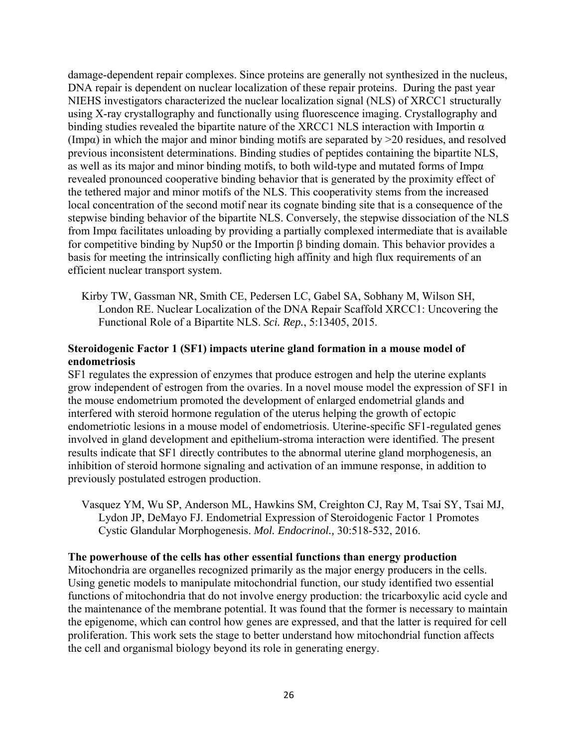damage-dependent repair complexes. Since proteins are generally not synthesized in the nucleus, DNA repair is dependent on nuclear localization of these repair proteins. During the past year NIEHS investigators characterized the nuclear localization signal (NLS) of XRCC1 structurally using X-ray crystallography and functionally using fluorescence imaging. Crystallography and binding studies revealed the bipartite nature of the XRCC1 NLS interaction with Importin α (Impα) in which the major and minor binding motifs are separated by >20 residues, and resolved previous inconsistent determinations. Binding studies of peptides containing the bipartite NLS, as well as its major and minor binding motifs, to both wild-type and mutated forms of Impα revealed pronounced cooperative binding behavior that is generated by the proximity effect of the tethered major and minor motifs of the NLS. This cooperativity stems from the increased local concentration of the second motif near its cognate binding site that is a consequence of the stepwise binding behavior of the bipartite NLS. Conversely, the stepwise dissociation of the NLS from Impα facilitates unloading by providing a partially complexed intermediate that is available for competitive binding by Nup50 or the Importin β binding domain. This behavior provides a basis for meeting the intrinsically conflicting high affinity and high flux requirements of an efficient nuclear transport system.

Kirby TW, Gassman NR, Smith CE, Pedersen LC, Gabel SA, Sobhany M, Wilson SH, London RE. Nuclear Localization of the DNA Repair Scaffold XRCC1: Uncovering the Functional Role of a Bipartite NLS. *Sci. Rep.*, 5:13405, 2015.

**Steroidogenic Factor 1 (SF1) impacts uterine gland formation in a mouse model of endometriosis**

SF1 regulates the expression of enzymes that produce estrogen and help the uterine explants grow independent of estrogen from the ovaries. In a novel mouse model the expression of SF1 in the mouse endometrium promoted the development of enlarged endometrial glands and interfered with steroid hormone regulation of the uterus helping the growth of ectopic endometriotic lesions in a mouse model of endometriosis. Uterine-specific SF1-regulated genes involved in gland development and epithelium-stroma interaction were identified. The present results indicate that SF1 directly contributes to the abnormal uterine gland morphogenesis, an inhibition of steroid hormone signaling and activation of an immune response, in addition to previously postulated estrogen production.

Vasquez YM, Wu SP, Anderson ML, Hawkins SM, Creighton CJ, Ray M, Tsai SY, Tsai MJ, Lydon JP, DeMayo FJ. Endometrial Expression of Steroidogenic Factor 1 Promotes Cystic Glandular Morphogenesis. *Mol. Endocrinol.,* 30:518-532, 2016.

**The powerhouse of the cells has other essential functions than energy production**

Mitochondria are organelles recognized primarily as the major energy producers in the cells. Using genetic models to manipulate mitochondrial function, our study identified two essential functions of mitochondria that do not involve energy production: the tricarboxylic acid cycle and the maintenance of the membrane potential. It was found that the former is necessary to maintain the epigenome, which can control how genes are expressed, and that the latter is required for cell proliferation. This work sets the stage to better understand how mitochondrial function affects the cell and organismal biology beyond its role in generating energy.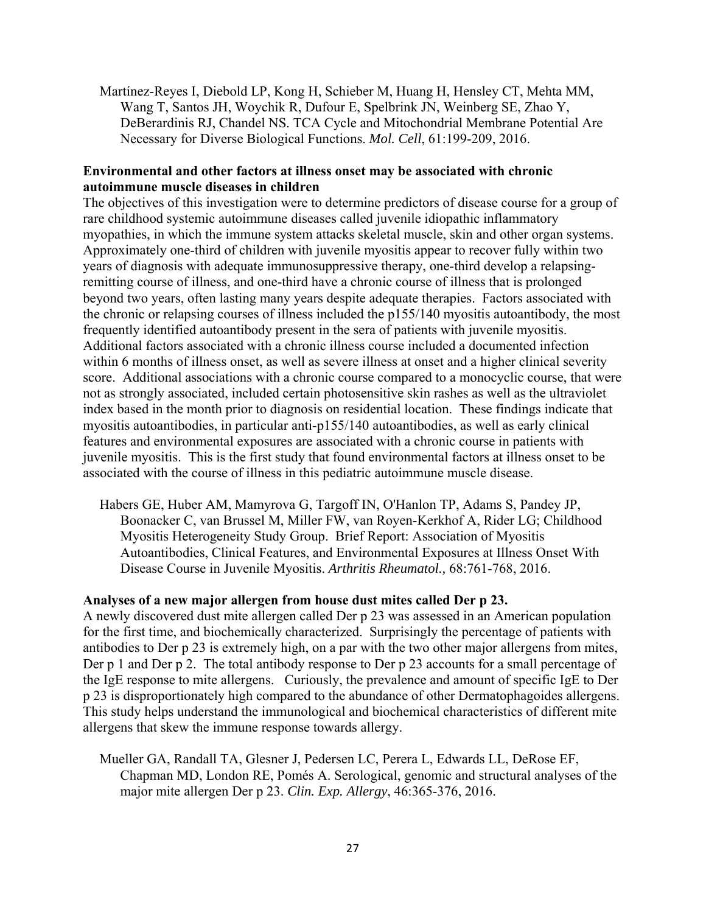Martínez-Reyes I, Diebold LP, Kong H, Schieber M, Huang H, Hensley CT, Mehta MM, Wang T, Santos JH, Woychik R, Dufour E, Spelbrink JN, Weinberg SE, Zhao Y, DeBerardinis RJ, Chandel NS. TCA Cycle and Mitochondrial Membrane Potential Are Necessary for Diverse Biological Functions. *Mol. Cell*, 61:199-209, 2016.

**Environmental and other factors at illness onset may be associated with chronic autoimmune muscle diseases in children**

The objectives of this investigation were to determine predictors of disease course for a group of rare childhood systemic autoimmune diseases called juvenile idiopathic inflammatory myopathies, in which the immune system attacks skeletal muscle, skin and other organ systems. Approximately one-third of children with juvenile myositis appear to recover fully within two years of diagnosis with adequate immunosuppressive therapy, one-third develop a relapsing-remitting course of illness, and one-third have a chronic course of illness that is prolonged beyond two years, often lasting many years despite adequate therapies. Factors associated with the chronic or relapsing courses of illness included the p155/140 myositis autoantibody, the most frequently identified autoantibody present in the sera of patients with juvenile myositis. Additional factors associated with a chronic illness course included a documented infection within 6 months of illness onset, as well as severe illness at onset and a higher clinical severity score. Additional associations with a chronic course compared to a monocyclic course, that were not as strongly associated, included certain photosensitive skin rashes as well as the ultraviolet index based in the month prior to diagnosis on residential location. These findings indicate that myositis autoantibodies, in particular anti-p155/140 autoantibodies, as well as early clinical features and environmental exposures are associated with a chronic course in patients with juvenile myositis. This is the first study that found environmental factors at illness onset to be associated with the course of illness in this pediatric autoimmune muscle disease.

Habers GE, Huber AM, Mamyrova G, Targoff IN, O'Hanlon TP, Adams S, Pandey JP, Boonacker C, van Brussel M, Miller FW, van Royen-Kerkhof A, Rider LG; Childhood Myositis Heterogeneity Study Group. Brief Report: Association of Myositis Autoantibodies, Clinical Features, and Environmental Exposures at Illness Onset With Disease Course in Juvenile Myositis. *Arthritis Rheumatol.,* 68:761-768, 2016.

**Analyses of a new major allergen from house dust mites called Der p 23.**

A newly discovered dust mite allergen called Der p 23 was assessed in an American population for the first time, and biochemically characterized. Surprisingly the percentage of patients with antibodies to Der p 23 is extremely high, on a par with the two other major allergens from mites, Der p 1 and Der p 2. The total antibody response to Der p 23 accounts for a small percentage of the IgE response to mite allergens. Curiously, the prevalence and amount of specific IgE to Der p 23 is disproportionately high compared to the abundance of other Dermatophagoides allergens. This study helps understand the immunological and biochemical characteristics of different mite allergens that skew the immune response towards allergy.

Mueller GA, Randall TA, Glesner J, Pedersen LC, Perera L, Edwards LL, DeRose EF, Chapman MD, London RE, Pomés A. Serological, genomic and structural analyses of the major mite allergen Der p 23. *Clin. Exp. Allergy*, 46:365-376, 2016.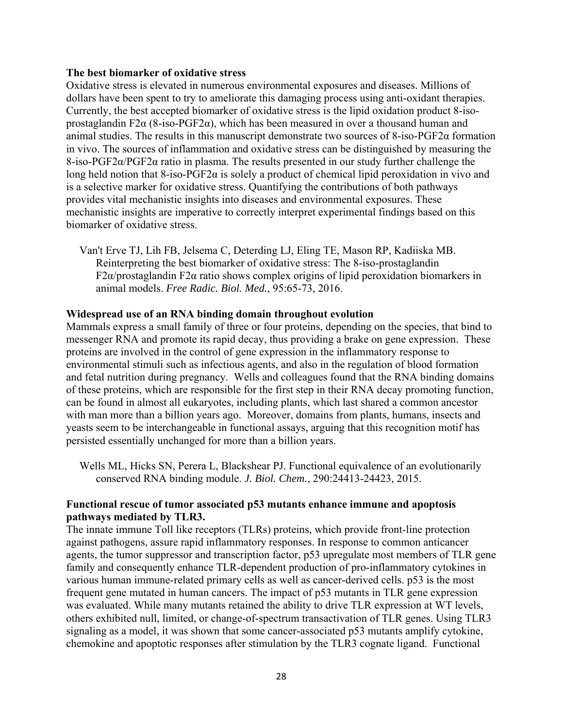**The best biomarker of oxidative stress**

Oxidative stress is elevated in numerous environmental exposures and diseases. Millions of dollars have been spent to try to ameliorate this damaging process using anti-oxidant therapies. Currently, the best accepted biomarker of oxidative stress is the lipid oxidation product 8-iso-prostaglandin F2α (8-iso-PGF2α), which has been measured in over a thousand human and animal studies. The results in this manuscript demonstrate two sources of 8-iso-PGF2α formation in vivo. The sources of inflammation and oxidative stress can be distinguished by measuring the 8-iso-PGF2α/PGF2α ratio in plasma. The results presented in our study further challenge the long held notion that 8-iso-PGF2α is solely a product of chemical lipid peroxidation in vivo and is a selective marker for oxidative stress. Quantifying the contributions of both pathways provides vital mechanistic insights into diseases and environmental exposures. These mechanistic insights are imperative to correctly interpret experimental findings based on this biomarker of oxidative stress.

Van't Erve TJ, Lih FB, Jelsema C, Deterding LJ, Eling TE, Mason RP, Kadiiska MB. Reinterpreting the best biomarker of oxidative stress: The 8-iso-prostaglandin F2α/prostaglandin F2α ratio shows complex origins of lipid peroxidation biomarkers in animal models. *Free Radic. Biol. Med.*, 95:65-73, 2016.

**Widespread use of an RNA binding domain throughout evolution**

Mammals express a small family of three or four proteins, depending on the species, that bind to messenger RNA and promote its rapid decay, thus providing a brake on gene expression. These proteins are involved in the control of gene expression in the inflammatory response to environmental stimuli such as infectious agents, and also in the regulation of blood formation and fetal nutrition during pregnancy. Wells and colleagues found that the RNA binding domains of these proteins, which are responsible for the first step in their RNA decay promoting function, can be found in almost all eukaryotes, including plants, which last shared a common ancestor with man more than a billion years ago. Moreover, domains from plants, humans, insects and yeasts seem to be interchangeable in functional assays, arguing that this recognition motif has persisted essentially unchanged for more than a billion years.

Wells ML, Hicks SN, Perera L, Blackshear PJ. Functional equivalence of an evolutionarily conserved RNA binding module. *J. Biol. Chem.*, 290:24413-24423, 2015.

**Functional rescue of tumor associated p53 mutants enhance immune and apoptosis pathways mediated by TLR3.**

The innate immune Toll like receptors (TLRs) proteins, which provide front-line protection against pathogens, assure rapid inflammatory responses. In response to common anticancer agents, the tumor suppressor and transcription factor, p53 upregulate most members of TLR gene family and consequently enhance TLR-dependent production of pro-inflammatory cytokines in various human immune-related primary cells as well as cancer-derived cells. p53 is the most frequent gene mutated in human cancers. The impact of p53 mutants in TLR gene expression was evaluated. While many mutants retained the ability to drive TLR expression at WT levels, others exhibited null, limited, or change-of-spectrum transactivation of TLR genes. Using TLR3 signaling as a model, it was shown that some cancer-associated p53 mutants amplify cytokine, chemokine and apoptotic responses after stimulation by the TLR3 cognate ligand. Functional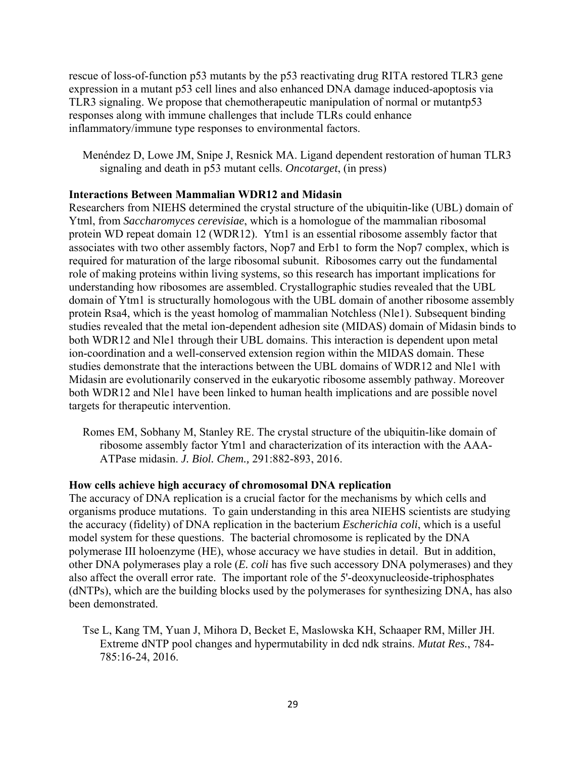rescue of loss-of-function p53 mutants by the p53 reactivating drug RITA restored TLR3 gene expression in a mutant p53 cell lines and also enhanced DNA damage induced-apoptosis via TLR3 signaling. We propose that chemotherapeutic manipulation of normal or mutantp53 responses along with immune challenges that include TLRs could enhance inflammatory/immune type responses to environmental factors.

Menéndez D, Lowe JM, Snipe J, Resnick MA. Ligand dependent restoration of human TLR3 signaling and death in p53 mutant cells. *Oncotarget*, (in press)

**Interactions Between Mammalian WDR12 and Midasin**

Researchers from NIEHS determined the crystal structure of the ubiquitin-like (UBL) domain of Ytml, from *Saccharomyces cerevisiae*, which is a homologue of the mammalian ribosomal protein WD repeat domain 12 (WDR12). Ytm1 is an essential ribosome assembly factor that associates with two other assembly factors, Nop7 and Erb1 to form the Nop7 complex, which is required for maturation of the large ribosomal subunit. Ribosomes carry out the fundamental role of making proteins within living systems, so this research has important implications for understanding how ribosomes are assembled. Crystallographic studies revealed that the UBL domain of Ytm1 is structurally homologous with the UBL domain of another ribosome assembly protein Rsa4, which is the yeast homolog of mammalian Notchless (Nle1). Subsequent binding studies revealed that the metal ion-dependent adhesion site (MIDAS) domain of Midasin binds to both WDR12 and Nle1 through their UBL domains. This interaction is dependent upon metal ion-coordination and a well-conserved extension region within the MIDAS domain. These studies demonstrate that the interactions between the UBL domains of WDR12 and Nle1 with Midasin are evolutionarily conserved in the eukaryotic ribosome assembly pathway. Moreover both WDR12 and Nle1 have been linked to human health implications and are possible novel targets for therapeutic intervention.

Romes EM, Sobhany M, Stanley RE. The crystal structure of the ubiquitin-like domain of ribosome assembly factor Ytm1 and characterization of its interaction with the AAA-ATPase midasin. *J. Biol. Chem.,* 291:882-893, 2016.

**How cells achieve high accuracy of chromosomal DNA replication**

The accuracy of DNA replication is a crucial factor for the mechanisms by which cells and organisms produce mutations. To gain understanding in this area NIEHS scientists are studying the accuracy (fidelity) of DNA replication in the bacterium *Escherichia coli*, which is a useful model system for these questions. The bacterial chromosome is replicated by the DNA polymerase III holoenzyme (HE), whose accuracy we have studies in detail. But in addition, other DNA polymerases play a role (*E. coli* has five such accessory DNA polymerases) and they also affect the overall error rate. The important role of the 5'-deoxynucleoside-triphosphates (dNTPs), which are the building blocks used by the polymerases for synthesizing DNA, has also been demonstrated.

Tse L, Kang TM, Yuan J, Mihora D, Becket E, Maslowska KH, Schaaper RM, Miller JH. Extreme dNTP pool changes and hypermutability in dcd ndk strains. *Mutat Res.*, 784-785:16-24, 2016.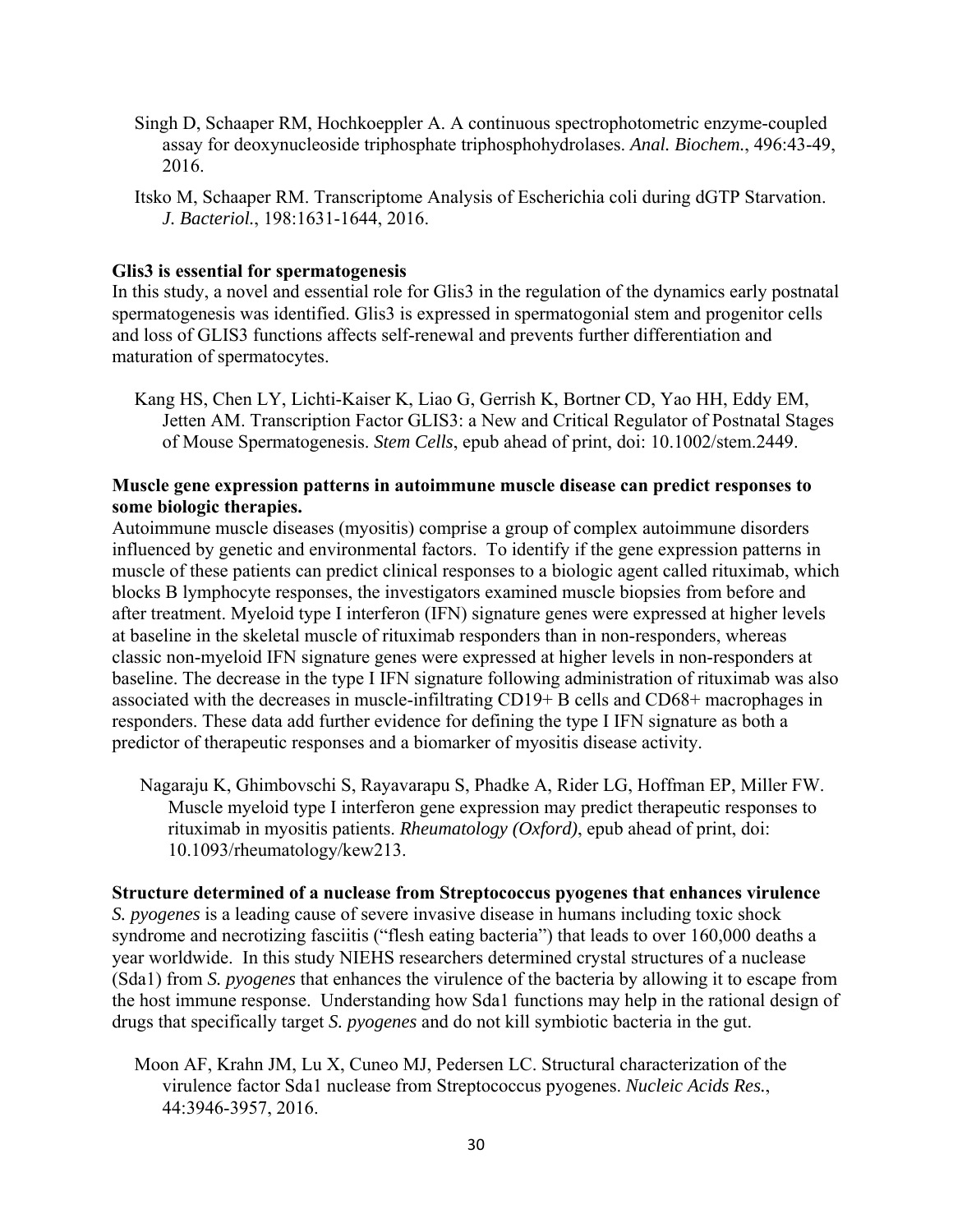Singh D, Schaaper RM, Hochkoeppler A. A continuous spectrophotometric enzyme-coupled assay for deoxynucleoside triphosphate triphosphohydrolases. *Anal. Biochem.*, 496:43-49, 2016.

Itsko M, Schaaper RM. Transcriptome Analysis of Escherichia coli during dGTP Starvation. *J. Bacteriol.*, 198:1631-1644, 2016.

**Glis3 is essential for spermatogenesis**

In this study, a novel and essential role for Glis3 in the regulation of the dynamics early postnatal spermatogenesis was identified. Glis3 is expressed in spermatogonial stem and progenitor cells and loss of GLIS3 functions affects self-renewal and prevents further differentiation and maturation of spermatocytes.

Kang HS, Chen LY, Lichti-Kaiser K, Liao G, Gerrish K, Bortner CD, Yao HH, Eddy EM, Jetten AM. Transcription Factor GLIS3: a New and Critical Regulator of Postnatal Stages of Mouse Spermatogenesis. *Stem Cells*, epub ahead of print, doi: 10.1002/stem.2449.

**Muscle gene expression patterns in autoimmune muscle disease can predict responses to some biologic therapies.**

Autoimmune muscle diseases (myositis) comprise a group of complex autoimmune disorders influenced by genetic and environmental factors. To identify if the gene expression patterns in muscle of these patients can predict clinical responses to a biologic agent called rituximab, which blocks B lymphocyte responses, the investigators examined muscle biopsies from before and after treatment. Myeloid type I interferon (IFN) signature genes were expressed at higher levels at baseline in the skeletal muscle of rituximab responders than in non-responders, whereas classic non-myeloid IFN signature genes were expressed at higher levels in non-responders at baseline. The decrease in the type I IFN signature following administration of rituximab was also associated with the decreases in muscle-infiltrating CD19+ B cells and CD68+ macrophages in responders. These data add further evidence for defining the type I IFN signature as both a predictor of therapeutic responses and a biomarker of myositis disease activity.

Nagaraju K, Ghimbovschi S, Rayavarapu S, Phadke A, Rider LG, Hoffman EP, Miller FW. Muscle myeloid type I interferon gene expression may predict therapeutic responses to rituximab in myositis patients. *Rheumatology (Oxford)*, epub ahead of print, doi: 10.1093/rheumatology/kew213.

**Structure determined of a nuclease from Streptococcus pyogenes that enhances virulence**

*S. pyogenes* is a leading cause of severe invasive disease in humans including toxic shock syndrome and necrotizing fasciitis ("flesh eating bacteria") that leads to over 160,000 deaths a year worldwide. In this study NIEHS researchers determined crystal structures of a nuclease (Sda1) from *S. pyogenes* that enhances the virulence of the bacteria by allowing it to escape from the host immune response. Understanding how Sda1 functions may help in the rational design of drugs that specifically target *S. pyogenes* and do not kill symbiotic bacteria in the gut.

Moon AF, Krahn JM, Lu X, Cuneo MJ, Pedersen LC. Structural characterization of the virulence factor Sda1 nuclease from Streptococcus pyogenes. *Nucleic Acids Res.*, 44:3946-3957, 2016.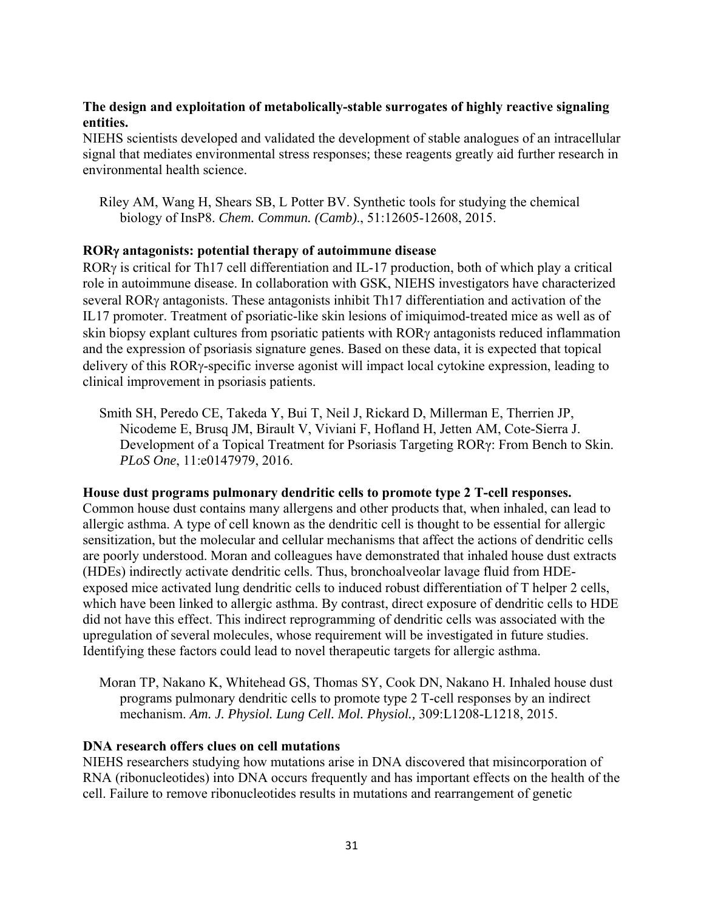**The design and exploitation of metabolically-stable surrogates of highly reactive signaling entities.**

NIEHS scientists developed and validated the development of stable analogues of an intracellular signal that mediates environmental stress responses; these reagents greatly aid further research in environmental health science.

> Riley AM, Wang H, Shears SB, L Potter BV. Synthetic tools for studying the chemical biology of InsP8. *Chem. Commun. (Camb).*, 51:12605-12608, 2015.

**RORγ antagonists: potential therapy of autoimmune disease**

RORγ is critical for Th17 cell differentiation and IL-17 production, both of which play a critical role in autoimmune disease. In collaboration with GSK, NIEHS investigators have characterized several RORγ antagonists. These antagonists inhibit Th17 differentiation and activation of the IL17 promoter. Treatment of psoriatic-like skin lesions of imiquimod-treated mice as well as of skin biopsy explant cultures from psoriatic patients with RORγ antagonists reduced inflammation and the expression of psoriasis signature genes. Based on these data, it is expected that topical delivery of this RORγ-specific inverse agonist will impact local cytokine expression, leading to clinical improvement in psoriasis patients.

> Smith SH, Peredo CE, Takeda Y, Bui T, Neil J, Rickard D, Millerman E, Therrien JP, Nicodeme E, Brusq JM, Birault V, Viviani F, Hofland H, Jetten AM, Cote-Sierra J. Development of a Topical Treatment for Psoriasis Targeting RORγ: From Bench to Skin. *PLoS One*, 11:e0147979, 2016.

**House dust programs pulmonary dendritic cells to promote type 2 T-cell responses.**

Common house dust contains many allergens and other products that, when inhaled, can lead to allergic asthma. A type of cell known as the dendritic cell is thought to be essential for allergic sensitization, but the molecular and cellular mechanisms that affect the actions of dendritic cells are poorly understood. Moran and colleagues have demonstrated that inhaled house dust extracts (HDEs) indirectly activate dendritic cells. Thus, bronchoalveolar lavage fluid from HDE-exposed mice activated lung dendritic cells to induced robust differentiation of T helper 2 cells, which have been linked to allergic asthma. By contrast, direct exposure of dendritic cells to HDE did not have this effect. This indirect reprogramming of dendritic cells was associated with the upregulation of several molecules, whose requirement will be investigated in future studies. Identifying these factors could lead to novel therapeutic targets for allergic asthma.

> Moran TP, Nakano K, Whitehead GS, Thomas SY, Cook DN, Nakano H. Inhaled house dust programs pulmonary dendritic cells to promote type 2 T-cell responses by an indirect mechanism. *Am. J. Physiol. Lung Cell. Mol. Physiol.,* 309:L1208-L1218, 2015.

**DNA research offers clues on cell mutations**

NIEHS researchers studying how mutations arise in DNA discovered that misincorporation of RNA (ribonucleotides) into DNA occurs frequently and has important effects on the health of the cell. Failure to remove ribonucleotides results in mutations and rearrangement of genetic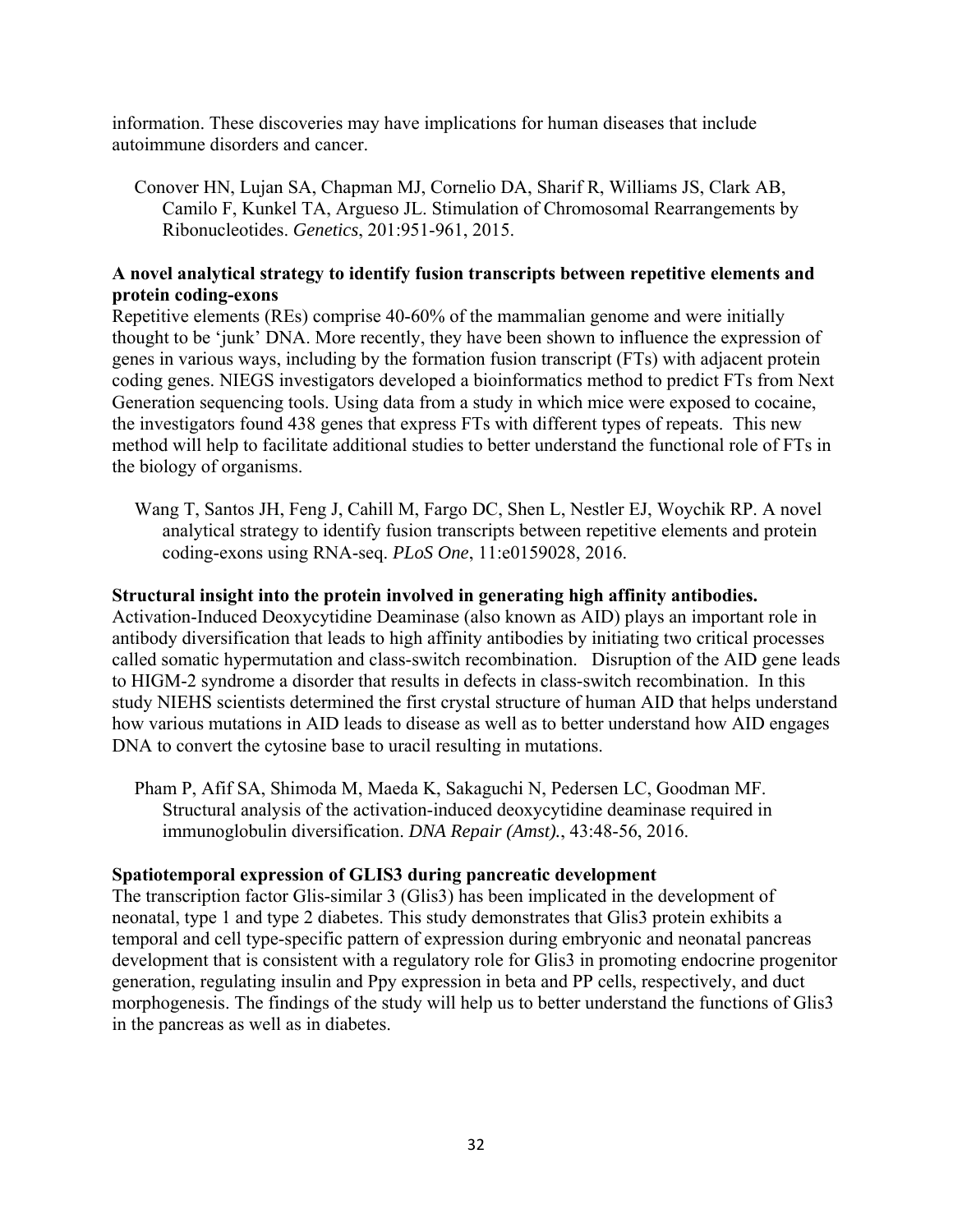information. These discoveries may have implications for human diseases that include autoimmune disorders and cancer.

> Conover HN, Lujan SA, Chapman MJ, Cornelio DA, Sharif R, Williams JS, Clark AB, Camilo F, Kunkel TA, Argueso JL. Stimulation of Chromosomal Rearrangements by Ribonucleotides. *Genetics*, 201:951-961, 2015.

**A novel analytical strategy to identify fusion transcripts between repetitive elements and protein coding-exons**

Repetitive elements (REs) comprise 40-60% of the mammalian genome and were initially thought to be 'junk' DNA. More recently, they have been shown to influence the expression of genes in various ways, including by the formation fusion transcript (FTs) with adjacent protein coding genes. NIEGS investigators developed a bioinformatics method to predict FTs from Next Generation sequencing tools. Using data from a study in which mice were exposed to cocaine, the investigators found 438 genes that express FTs with different types of repeats. This new method will help to facilitate additional studies to better understand the functional role of FTs in the biology of organisms.

> Wang T, Santos JH, Feng J, Cahill M, Fargo DC, Shen L, Nestler EJ, Woychik RP. A novel analytical strategy to identify fusion transcripts between repetitive elements and protein coding-exons using RNA-seq. *PLoS One*, 11:e0159028, 2016.

**Structural insight into the protein involved in generating high affinity antibodies.**

Activation-Induced Deoxycytidine Deaminase (also known as AID) plays an important role in antibody diversification that leads to high affinity antibodies by initiating two critical processes called somatic hypermutation and class-switch recombination. Disruption of the AID gene leads to HIGM-2 syndrome a disorder that results in defects in class-switch recombination. In this study NIEHS scientists determined the first crystal structure of human AID that helps understand how various mutations in AID leads to disease as well as to better understand how AID engages DNA to convert the cytosine base to uracil resulting in mutations.

> Pham P, Afif SA, Shimoda M, Maeda K, Sakaguchi N, Pedersen LC, Goodman MF. Structural analysis of the activation-induced deoxycytidine deaminase required in immunoglobulin diversification. *DNA Repair (Amst).*, 43:48-56, 2016.

**Spatiotemporal expression of GLIS3 during pancreatic development**

The transcription factor Glis-similar 3 (Glis3) has been implicated in the development of neonatal, type 1 and type 2 diabetes. This study demonstrates that Glis3 protein exhibits a temporal and cell type-specific pattern of expression during embryonic and neonatal pancreas development that is consistent with a regulatory role for Glis3 in promoting endocrine progenitor generation, regulating insulin and Ppy expression in beta and PP cells, respectively, and duct morphogenesis. The findings of the study will help us to better understand the functions of Glis3 in the pancreas as well as in diabetes.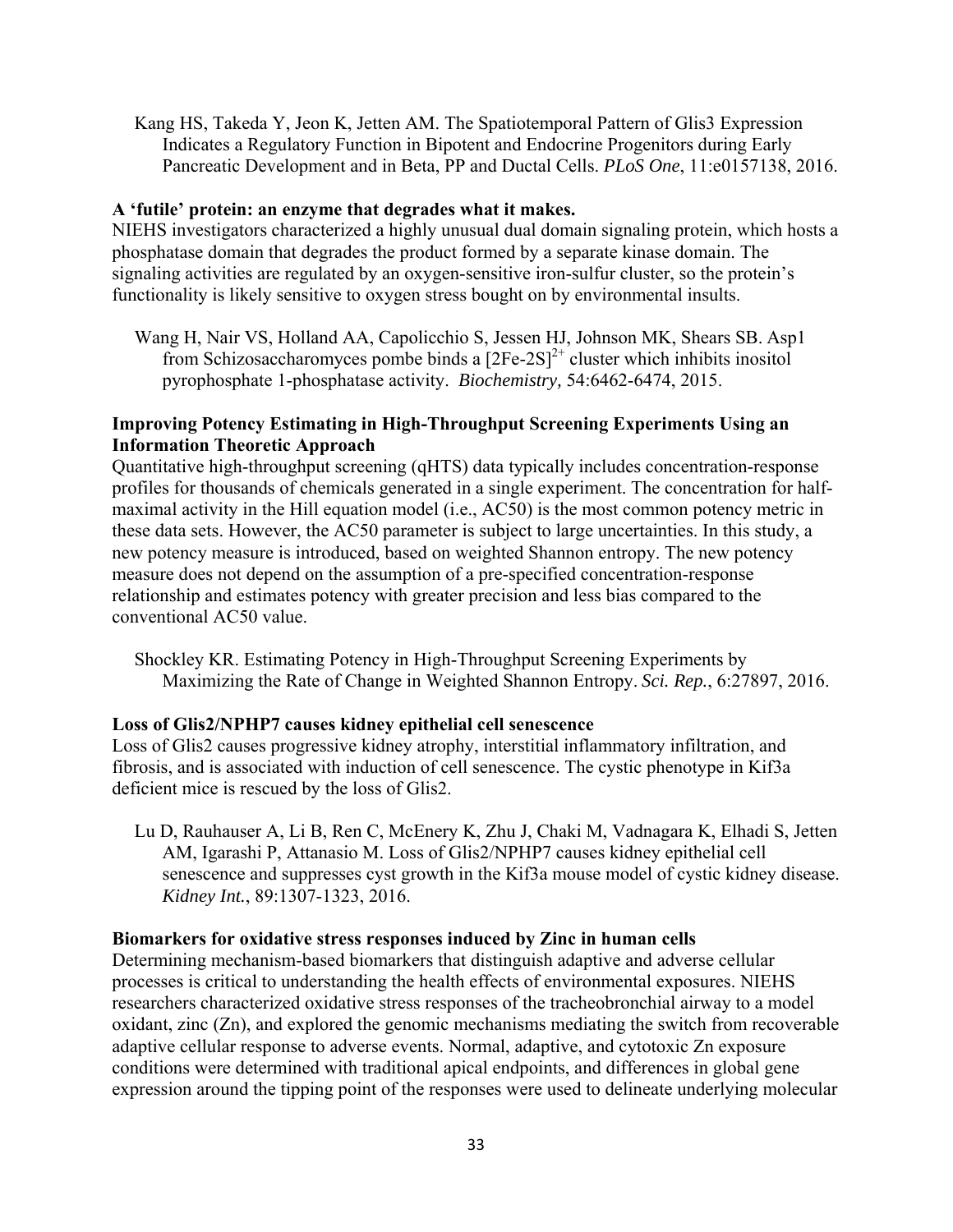Kang HS, Takeda Y, Jeon K, Jetten AM. The Spatiotemporal Pattern of Glis3 Expression Indicates a Regulatory Function in Bipotent and Endocrine Progenitors during Early Pancreatic Development and in Beta, PP and Ductal Cells. *PLoS One*, 11:e0157138, 2016.

**A 'futile' protein: an enzyme that degrades what it makes.**

NIEHS investigators characterized a highly unusual dual domain signaling protein, which hosts a phosphatase domain that degrades the product formed by a separate kinase domain. The signaling activities are regulated by an oxygen-sensitive iron-sulfur cluster, so the protein's functionality is likely sensitive to oxygen stress bought on by environmental insults.

Wang H, Nair VS, Holland AA, Capolicchio S, Jessen HJ, Johnson MK, Shears SB. Asp1 from Schizosaccharomyces pombe binds a $[2Fe\text{-}2S]^{2+}$ cluster which inhibits inositol pyrophosphate 1-phosphatase activity. *Biochemistry,* 54:6462-6474, 2015.

**Improving Potency Estimating in High-Throughput Screening Experiments Using an Information Theoretic Approach**

Quantitative high-throughput screening (qHTS) data typically includes concentration-response profiles for thousands of chemicals generated in a single experiment. The concentration for half-maximal activity in the Hill equation model (i.e., AC50) is the most common potency metric in these data sets. However, the AC50 parameter is subject to large uncertainties. In this study, a new potency measure is introduced, based on weighted Shannon entropy. The new potency measure does not depend on the assumption of a pre-specified concentration-response relationship and estimates potency with greater precision and less bias compared to the conventional AC50 value.

Shockley KR. Estimating Potency in High-Throughput Screening Experiments by Maximizing the Rate of Change in Weighted Shannon Entropy. *Sci. Rep.*, 6:27897, 2016.

**Loss of Glis2/NPHP7 causes kidney epithelial cell senescence**

Loss of Glis2 causes progressive kidney atrophy, interstitial inflammatory infiltration, and fibrosis, and is associated with induction of cell senescence. The cystic phenotype in Kif3a deficient mice is rescued by the loss of Glis2.

Lu D, Rauhauser A, Li B, Ren C, McEnery K, Zhu J, Chaki M, Vadnagara K, Elhadi S, Jetten AM, Igarashi P, Attanasio M. Loss of Glis2/NPHP7 causes kidney epithelial cell senescence and suppresses cyst growth in the Kif3a mouse model of cystic kidney disease. *Kidney Int.*, 89:1307-1323, 2016.

**Biomarkers for oxidative stress responses induced by Zinc in human cells**

Determining mechanism-based biomarkers that distinguish adaptive and adverse cellular processes is critical to understanding the health effects of environmental exposures. NIEHS researchers characterized oxidative stress responses of the tracheobronchial airway to a model oxidant, zinc (Zn), and explored the genomic mechanisms mediating the switch from recoverable adaptive cellular response to adverse events. Normal, adaptive, and cytotoxic Zn exposure conditions were determined with traditional apical endpoints, and differences in global gene expression around the tipping point of the responses were used to delineate underlying molecular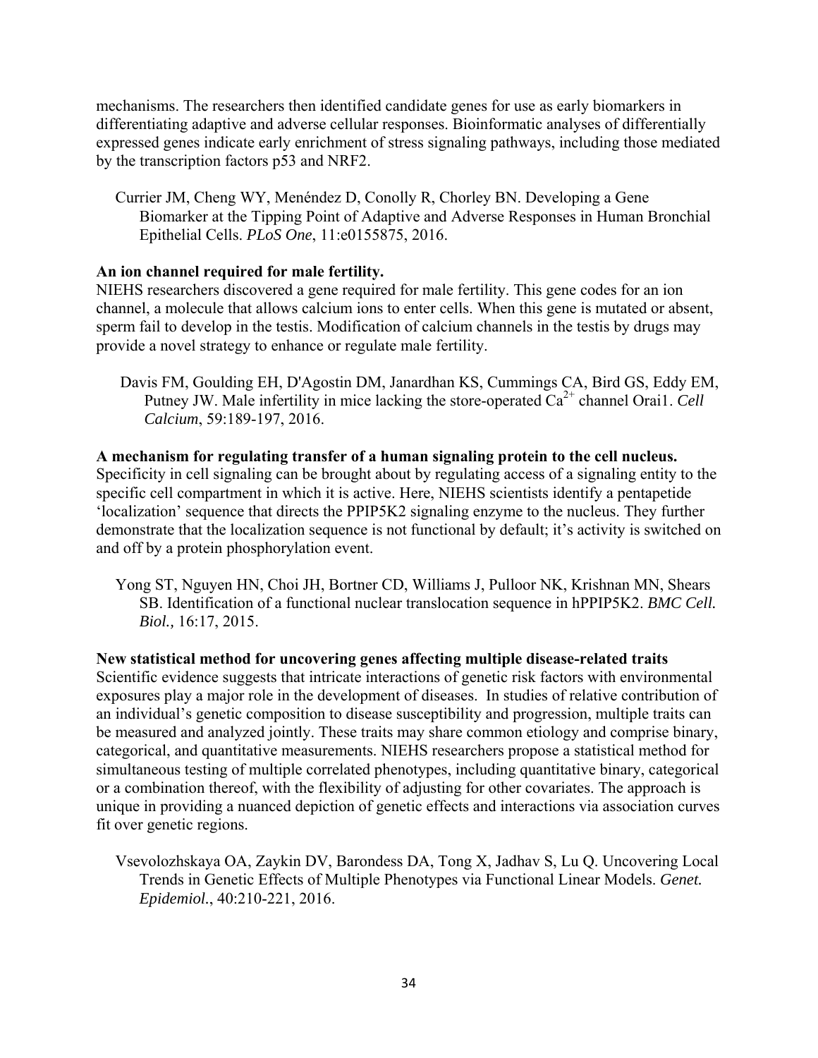mechanisms. The researchers then identified candidate genes for use as early biomarkers in differentiating adaptive and adverse cellular responses. Bioinformatic analyses of differentially expressed genes indicate early enrichment of stress signaling pathways, including those mediated by the transcription factors p53 and NRF2.

Currier JM, Cheng WY, Menéndez D, Conolly R, Chorley BN. Developing a Gene Biomarker at the Tipping Point of Adaptive and Adverse Responses in Human Bronchial Epithelial Cells. *PLoS One*, 11:e0155875, 2016.

**An ion channel required for male fertility.**

NIEHS researchers discovered a gene required for male fertility. This gene codes for an ion channel, a molecule that allows calcium ions to enter cells. When this gene is mutated or absent, sperm fail to develop in the testis. Modification of calcium channels in the testis by drugs may provide a novel strategy to enhance or regulate male fertility.

Davis FM, Goulding EH, D'Agostin DM, Janardhan KS, Cummings CA, Bird GS, Eddy EM, Putney JW. Male infertility in mice lacking the store-operated $Ca^{2+}$ channel Orai1. *Cell Calcium*, 59:189-197, 2016.

**A mechanism for regulating transfer of a human signaling protein to the cell nucleus.**

Specificity in cell signaling can be brought about by regulating access of a signaling entity to the specific cell compartment in which it is active. Here, NIEHS scientists identify a pentapetide 'localization' sequence that directs the PPIP5K2 signaling enzyme to the nucleus. They further demonstrate that the localization sequence is not functional by default; it's activity is switched on and off by a protein phosphorylation event.

Yong ST, Nguyen HN, Choi JH, Bortner CD, Williams J, Pulloor NK, Krishnan MN, Shears SB. Identification of a functional nuclear translocation sequence in hPPIP5K2. *BMC Cell. Biol.,* 16:17, 2015.

**New statistical method for uncovering genes affecting multiple disease-related traits**

Scientific evidence suggests that intricate interactions of genetic risk factors with environmental exposures play a major role in the development of diseases. In studies of relative contribution of an individual's genetic composition to disease susceptibility and progression, multiple traits can be measured and analyzed jointly. These traits may share common etiology and comprise binary, categorical, and quantitative measurements. NIEHS researchers propose a statistical method for simultaneous testing of multiple correlated phenotypes, including quantitative binary, categorical or a combination thereof, with the flexibility of adjusting for other covariates. The approach is unique in providing a nuanced depiction of genetic effects and interactions via association curves fit over genetic regions.

Vsevolozhskaya OA, Zaykin DV, Barondess DA, Tong X, Jadhav S, Lu Q. Uncovering Local Trends in Genetic Effects of Multiple Phenotypes via Functional Linear Models. *Genet. Epidemiol.*, 40:210-221, 2016.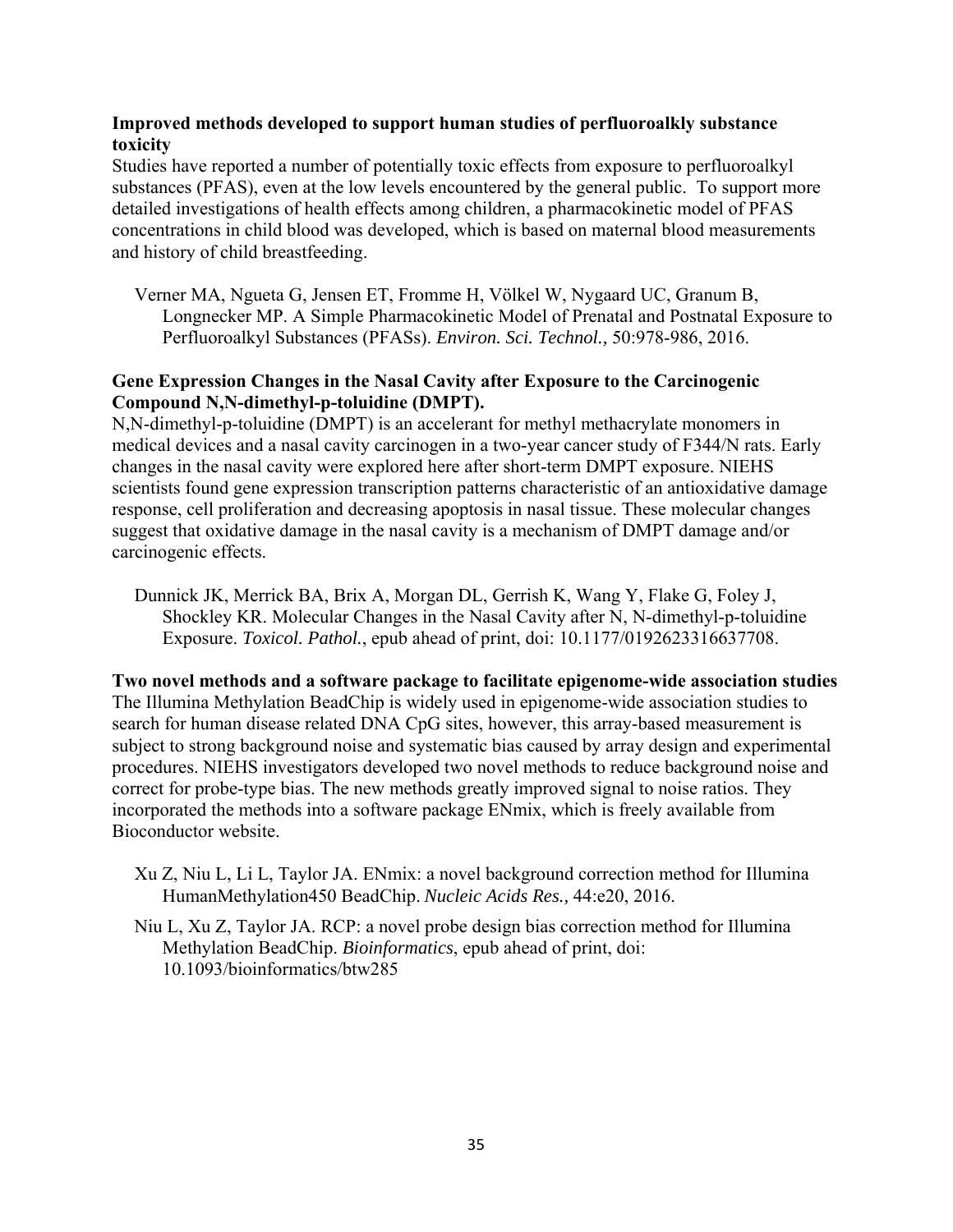**Improved methods developed to support human studies of perfluoroalkly substance toxicity**

Studies have reported a number of potentially toxic effects from exposure to perfluoroalkyl substances (PFAS), even at the low levels encountered by the general public. To support more detailed investigations of health effects among children, a pharmacokinetic model of PFAS concentrations in child blood was developed, which is based on maternal blood measurements and history of child breastfeeding.

Verner MA, Ngueta G, Jensen ET, Fromme H, Völkel W, Nygaard UC, Granum B, Longnecker MP. A Simple Pharmacokinetic Model of Prenatal and Postnatal Exposure to Perfluoroalkyl Substances (PFASs). *Environ. Sci. Technol.,* 50:978-986, 2016.

**Gene Expression Changes in the Nasal Cavity after Exposure to the Carcinogenic Compound N,N-dimethyl-p-toluidine (DMPT).**

N,N-dimethyl-p-toluidine (DMPT) is an accelerant for methyl methacrylate monomers in medical devices and a nasal cavity carcinogen in a two-year cancer study of F344/N rats. Early changes in the nasal cavity were explored here after short-term DMPT exposure. NIEHS scientists found gene expression transcription patterns characteristic of an antioxidative damage response, cell proliferation and decreasing apoptosis in nasal tissue. These molecular changes suggest that oxidative damage in the nasal cavity is a mechanism of DMPT damage and/or carcinogenic effects.

Dunnick JK, Merrick BA, Brix A, Morgan DL, Gerrish K, Wang Y, Flake G, Foley J, Shockley KR. Molecular Changes in the Nasal Cavity after N, N-dimethyl-p-toluidine Exposure. *Toxicol. Pathol.*, epub ahead of print, doi: 10.1177/0192623316637708.

**Two novel methods and a software package to facilitate epigenome-wide association studies**

The Illumina Methylation BeadChip is widely used in epigenome-wide association studies to search for human disease related DNA CpG sites, however, this array-based measurement is subject to strong background noise and systematic bias caused by array design and experimental procedures. NIEHS investigators developed two novel methods to reduce background noise and correct for probe-type bias. The new methods greatly improved signal to noise ratios. They incorporated the methods into a software package ENmix, which is freely available from Bioconductor website.

Xu Z, Niu L, Li L, Taylor JA. ENmix: a novel background correction method for Illumina HumanMethylation450 BeadChip. *Nucleic Acids Res.,* 44:e20, 2016.

Niu L, Xu Z, Taylor JA. RCP: a novel probe design bias correction method for Illumina Methylation BeadChip. *Bioinformatics*, epub ahead of print, doi: 10.1093/bioinformatics/btw285